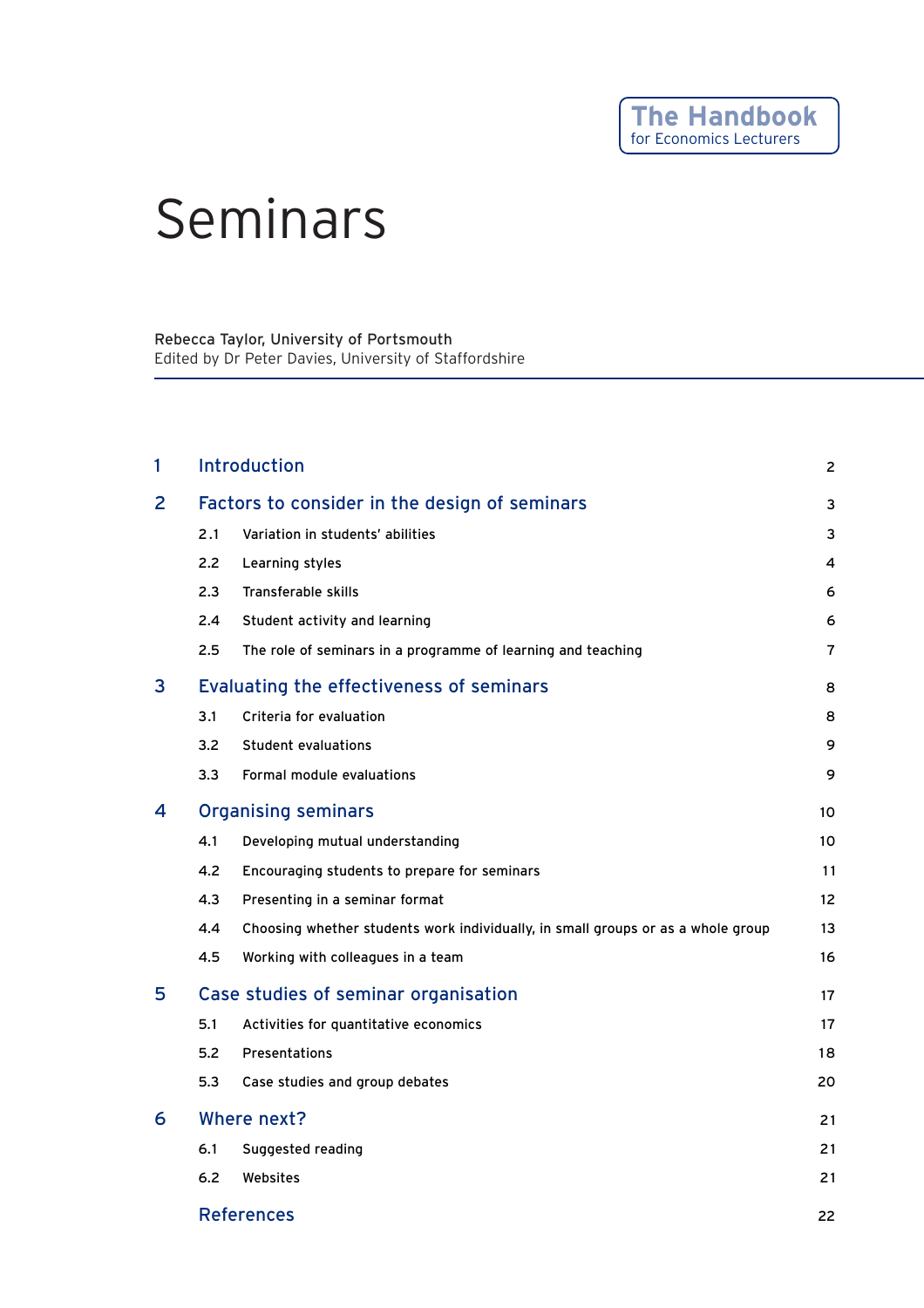The Handbook
for Economics Lecturers

# Seminars

Rebecca Taylor, University of Portsmouth
Edited by Dr Peter Davies, University of Staffordshire

| | | |
|---|---|---|
| 1 | Introduction | 2 |
| 2 | Factors to consider in the design of seminars | 3 |
| 2.1 | Variation in students' abilities | 3 |
| 2.2 | Learning styles | 4 |
| 2.3 | Transferable skills | 6 |
| 2.4 | Student activity and learning | 6 |
| 2.5 | The role of seminars in a programme of learning and teaching | 7 |
| 3 | Evaluating the effectiveness of seminars | 8 |
| 3.1 | Criteria for evaluation | 8 |
| 3.2 | Student evaluations | 9 |
| 3.3 | Formal module evaluations | 9 |
| 4 | Organising seminars | 10 |
| 4.1 | Developing mutual understanding | 10 |
| 4.2 | Encouraging students to prepare for seminars | 11 |
| 4.3 | Presenting in a seminar format | 12 |
| 4.4 | Choosing whether students work individually, in small groups or as a whole group | 13 |
| 4.5 | Working with colleagues in a team | 16 |
| 5 | Case studies of seminar organisation | 17 |
| 5.1 | Activities for quantitative economics | 17 |
| 5.2 | Presentations | 18 |
| 5.3 | Case studies and group debates | 20 |
| 6 | Where next? | 21 |
| 6.1 | Suggested reading | 21 |
| 6.2 | Websites | 21 |
| | References | 22 |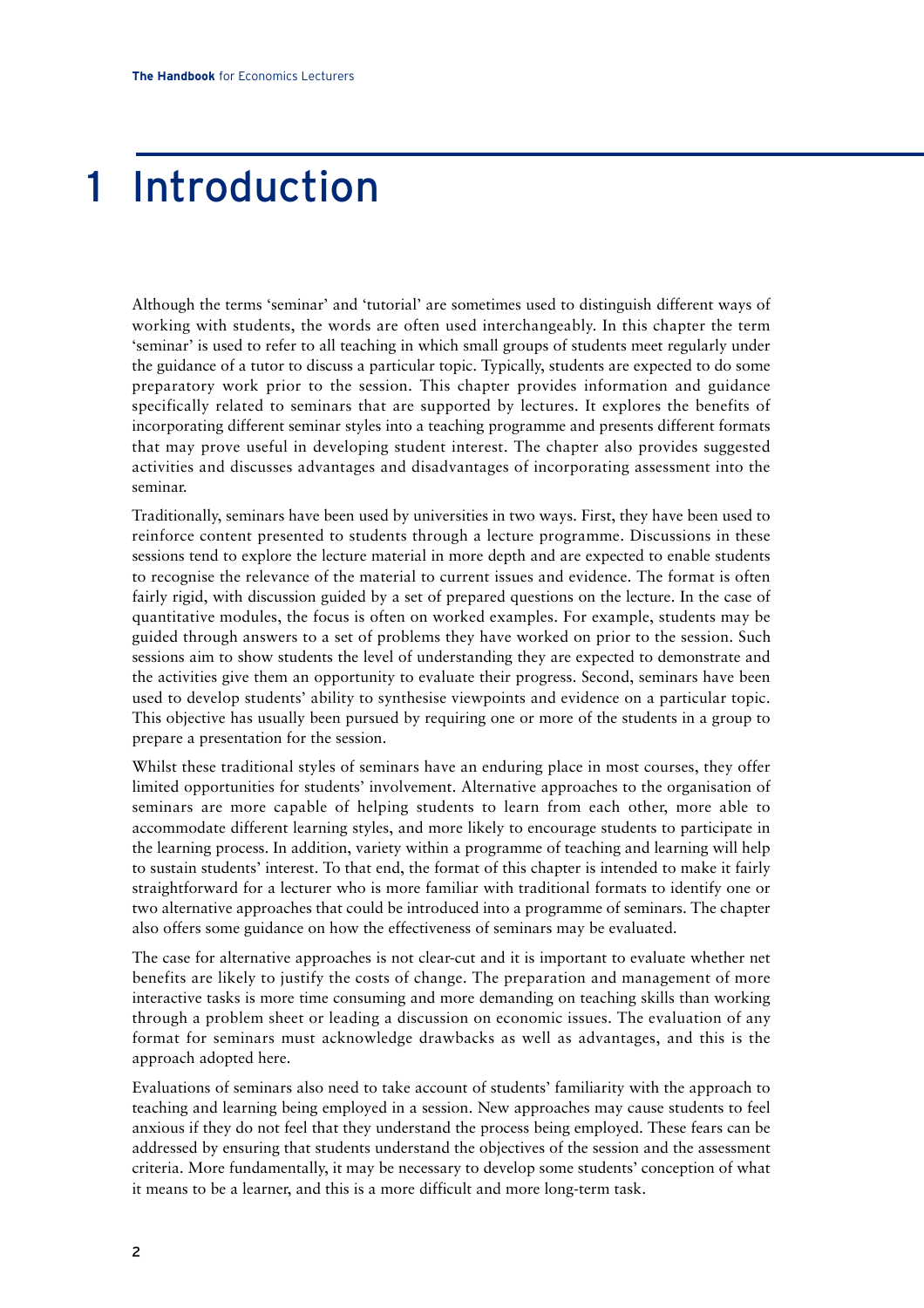# 1 Introduction

Although the terms 'seminar' and 'tutorial' are sometimes used to distinguish different ways of working with students, the words are often used interchangeably. In this chapter the term 'seminar' is used to refer to all teaching in which small groups of students meet regularly under the guidance of a tutor to discuss a particular topic. Typically, students are expected to do some preparatory work prior to the session. This chapter provides information and guidance specifically related to seminars that are supported by lectures. It explores the benefits of incorporating different seminar styles into a teaching programme and presents different formats that may prove useful in developing student interest. The chapter also provides suggested activities and discusses advantages and disadvantages of incorporating assessment into the seminar.

Traditionally, seminars have been used by universities in two ways. First, they have been used to reinforce content presented to students through a lecture programme. Discussions in these sessions tend to explore the lecture material in more depth and are expected to enable students to recognise the relevance of the material to current issues and evidence. The format is often fairly rigid, with discussion guided by a set of prepared questions on the lecture. In the case of quantitative modules, the focus is often on worked examples. For example, students may be guided through answers to a set of problems they have worked on prior to the session. Such sessions aim to show students the level of understanding they are expected to demonstrate and the activities give them an opportunity to evaluate their progress. Second, seminars have been used to develop students' ability to synthesise viewpoints and evidence on a particular topic. This objective has usually been pursued by requiring one or more of the students in a group to prepare a presentation for the session.

Whilst these traditional styles of seminars have an enduring place in most courses, they offer limited opportunities for students' involvement. Alternative approaches to the organisation of seminars are more capable of helping students to learn from each other, more able to accommodate different learning styles, and more likely to encourage students to participate in the learning process. In addition, variety within a programme of teaching and learning will help to sustain students' interest. To that end, the format of this chapter is intended to make it fairly straightforward for a lecturer who is more familiar with traditional formats to identify one or two alternative approaches that could be introduced into a programme of seminars. The chapter also offers some guidance on how the effectiveness of seminars may be evaluated.

The case for alternative approaches is not clear-cut and it is important to evaluate whether net benefits are likely to justify the costs of change. The preparation and management of more interactive tasks is more time consuming and more demanding on teaching skills than working through a problem sheet or leading a discussion on economic issues. The evaluation of any format for seminars must acknowledge drawbacks as well as advantages, and this is the approach adopted here.

Evaluations of seminars also need to take account of students' familiarity with the approach to teaching and learning being employed in a session. New approaches may cause students to feel anxious if they do not feel that they understand the process being employed. These fears can be addressed by ensuring that students understand the objectives of the session and the assessment criteria. More fundamentally, it may be necessary to develop some students' conception of what it means to be a learner, and this is a more difficult and more long-term task.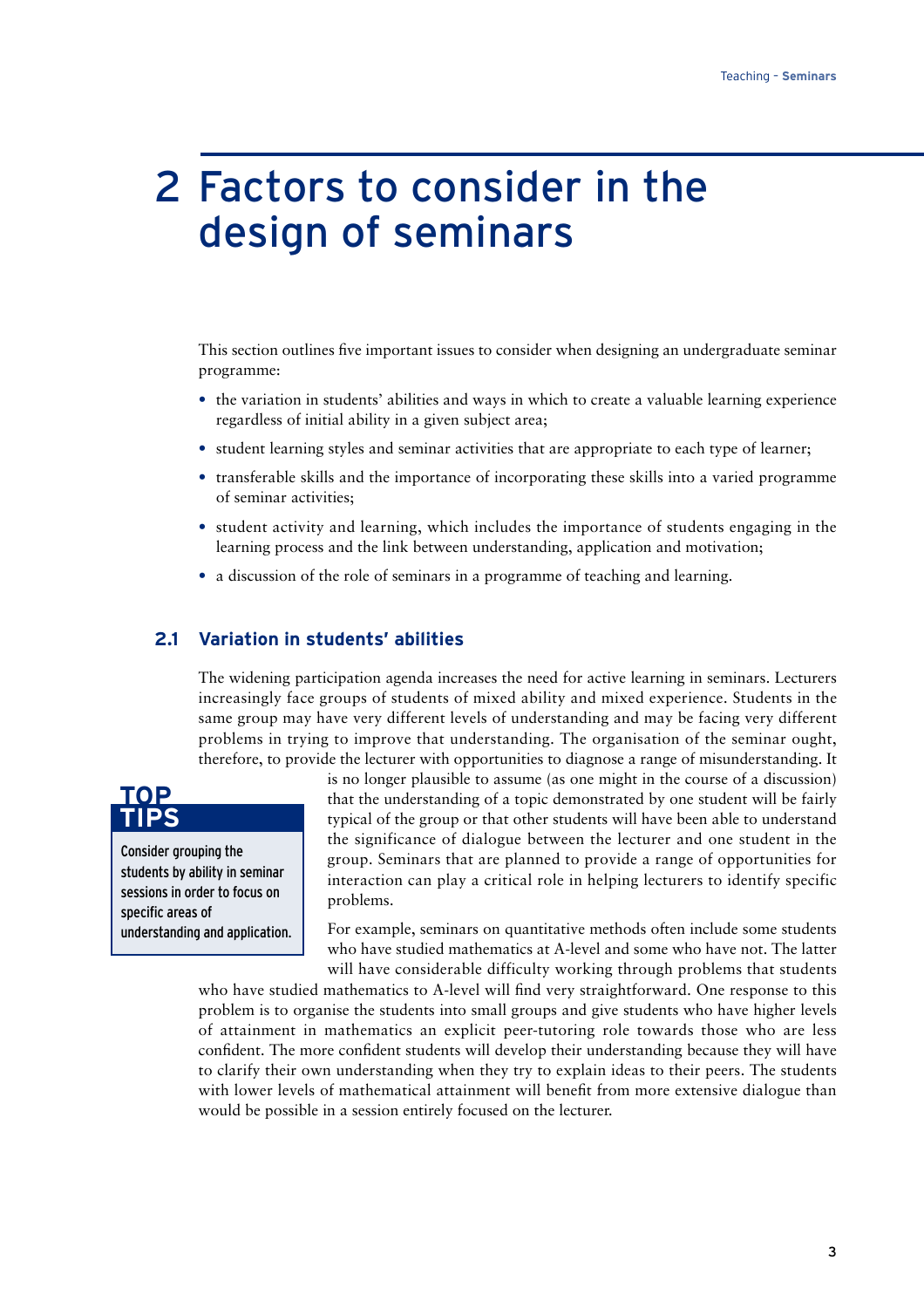# 2 Factors to consider in the design of seminars

This section outlines five important issues to consider when designing an undergraduate seminar programme:

- the variation in students' abilities and ways in which to create a valuable learning experience regardless of initial ability in a given subject area;
- student learning styles and seminar activities that are appropriate to each type of learner;
- transferable skills and the importance of incorporating these skills into a varied programme of seminar activities;
- student activity and learning, which includes the importance of students engaging in the learning process and the link between understanding, application and motivation;
- a discussion of the role of seminars in a programme of teaching and learning.

## 2.1 Variation in students' abilities

The widening participation agenda increases the need for active learning in seminars. Lecturers increasingly face groups of students of mixed ability and mixed experience. Students in the same group may have very different levels of understanding and may be facing very different problems in trying to improve that understanding. The organisation of the seminar ought, therefore, to provide the lecturer with opportunities to diagnose a range of misunderstanding. It is no longer plausible to assume (as one might in the course of a discussion) that the understanding of a topic demonstrated by one student will be fairly typical of the group or that other students will have been able to understand the significance of dialogue between the lecturer and one student in the group. Seminars that are planned to provide a range of opportunities for interaction can play a critical role in helping lecturers to identify specific problems.

> **TOP TIPS**
>
> Consider grouping the students by ability in seminar sessions in order to focus on specific areas of understanding and application.

For example, seminars on quantitative methods often include some students who have studied mathematics at A-level and some who have not. The latter will have considerable difficulty working through problems that students who have studied mathematics to A-level will find very straightforward. One response to this problem is to organise the students into small groups and give students who have higher levels of attainment in mathematics an explicit peer-tutoring role towards those who are less confident. The more confident students will develop their understanding because they will have to clarify their own understanding when they try to explain ideas to their peers. The students with lower levels of mathematical attainment will benefit from more extensive dialogue than would be possible in a session entirely focused on the lecturer.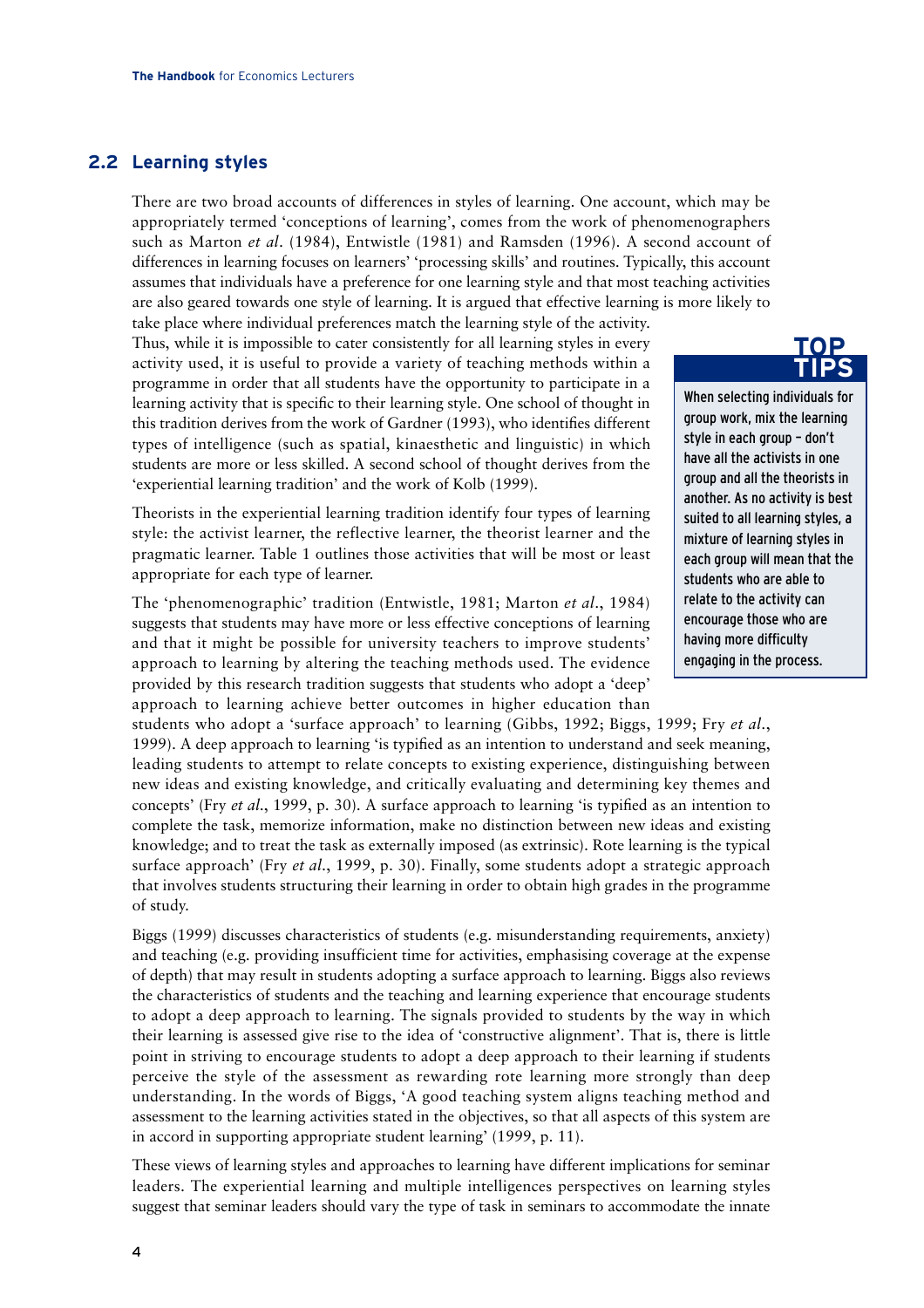## 2.2 Learning styles

There are two broad accounts of differences in styles of learning. One account, which may be appropriately termed 'conceptions of learning', comes from the work of phenomenographers such as Marton *et al*. (1984), Entwistle (1981) and Ramsden (1996). A second account of differences in learning focuses on learners' 'processing skills' and routines. Typically, this account assumes that individuals have a preference for one learning style and that most teaching activities are also geared towards one style of learning. It is argued that effective learning is more likely to take place where individual preferences match the learning style of the activity. Thus, while it is impossible to cater consistently for all learning styles in every activity used, it is useful to provide a variety of teaching methods within a programme in order that all students have the opportunity to participate in a learning activity that is specific to their learning style. One school of thought in this tradition derives from the work of Gardner (1993), who identifies different types of intelligence (such as spatial, kinaesthetic and linguistic) in which students are more or less skilled. A second school of thought derives from the 'experiential learning tradition' and the work of Kolb (1999).

**TOP TIPS**

When selecting individuals for group work, mix the learning style in each group – don't have all the activists in one group and all the theorists in another. As no activity is best suited to all learning styles, a mixture of learning styles in each group will mean that the students who are able to relate to the activity can encourage those who are having more difficulty engaging in the process.

Theorists in the experiential learning tradition identify four types of learning style: the activist learner, the reflective learner, the theorist learner and the pragmatic learner. Table 1 outlines those activities that will be most or least appropriate for each type of learner.

The 'phenomenographic' tradition (Entwistle, 1981; Marton *et al*., 1984) suggests that students may have more or less effective conceptions of learning and that it might be possible for university teachers to improve students' approach to learning by altering the teaching methods used. The evidence provided by this research tradition suggests that students who adopt a 'deep' approach to learning achieve better outcomes in higher education than students who adopt a 'surface approach' to learning (Gibbs, 1992; Biggs, 1999; Fry *et al*., 1999). A deep approach to learning 'is typified as an intention to understand and seek meaning, leading students to attempt to relate concepts to existing experience, distinguishing between new ideas and existing knowledge, and critically evaluating and determining key themes and concepts' (Fry *et al*., 1999, p. 30). A surface approach to learning 'is typified as an intention to complete the task, memorize information, make no distinction between new ideas and existing knowledge; and to treat the task as externally imposed (as extrinsic). Rote learning is the typical surface approach' (Fry *et al*., 1999, p. 30). Finally, some students adopt a strategic approach that involves students structuring their learning in order to obtain high grades in the programme of study.

Biggs (1999) discusses characteristics of students (e.g. misunderstanding requirements, anxiety) and teaching (e.g. providing insufficient time for activities, emphasising coverage at the expense of depth) that may result in students adopting a surface approach to learning. Biggs also reviews the characteristics of students and the teaching and learning experience that encourage students to adopt a deep approach to learning. The signals provided to students by the way in which their learning is assessed give rise to the idea of 'constructive alignment'. That is, there is little point in striving to encourage students to adopt a deep approach to their learning if students perceive the style of the assessment as rewarding rote learning more strongly than deep understanding. In the words of Biggs, 'A good teaching system aligns teaching method and assessment to the learning activities stated in the objectives, so that all aspects of this system are in accord in supporting appropriate student learning' (1999, p. 11).

These views of learning styles and approaches to learning have different implications for seminar leaders. The experiential learning and multiple intelligences perspectives on learning styles suggest that seminar leaders should vary the type of task in seminars to accommodate the innate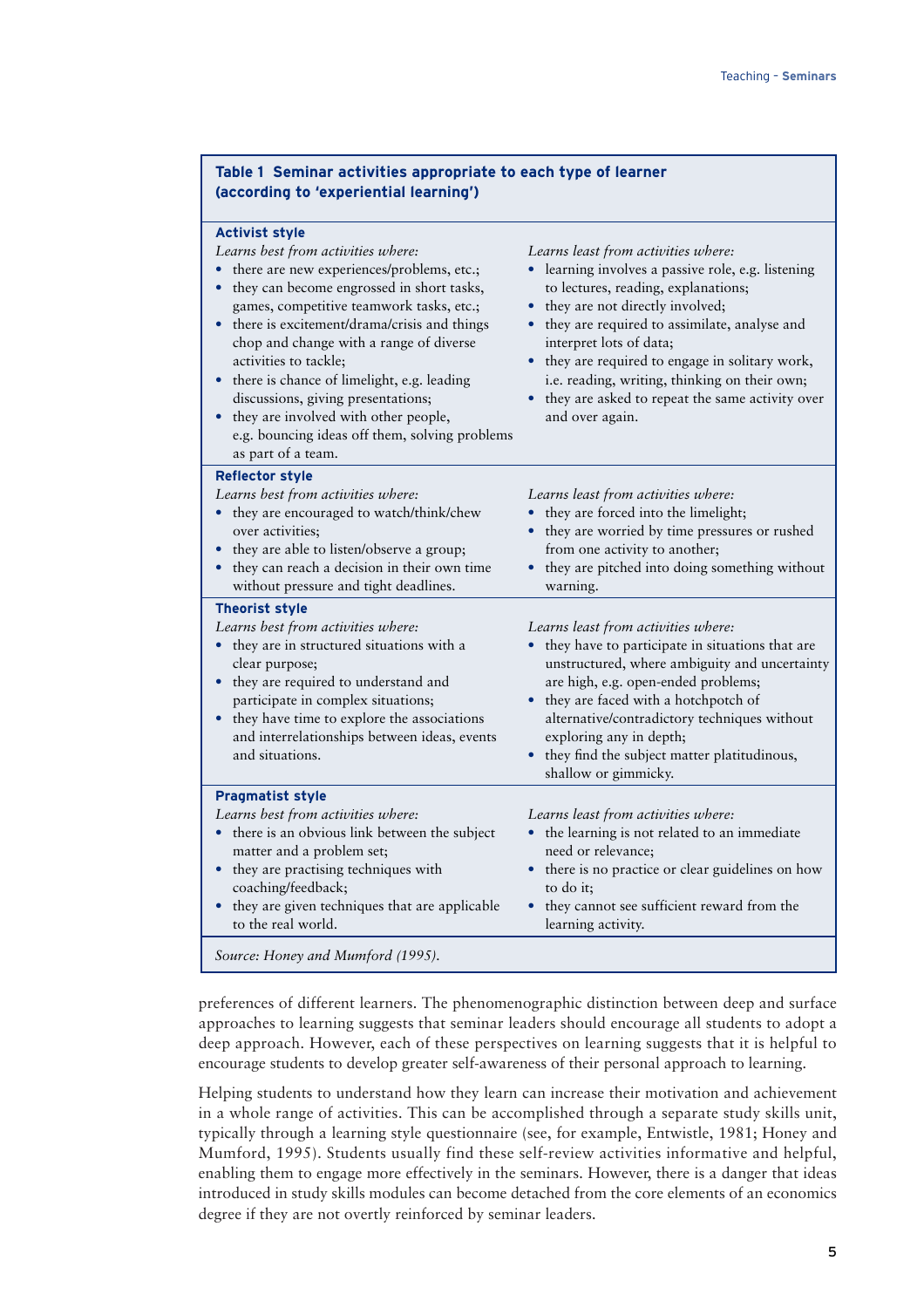**Table 1 Seminar activities appropriate to each type of learner (according to 'experiential learning')**

| Style | Learns best from activities where: | Learns least from activities where: |
|---|---|---|
| **Activist style** | • there are new experiences/problems, etc.;<br>• they can become engrossed in short tasks, games, competitive teamwork tasks, etc.;<br>• there is excitement/drama/crisis and things chop and change with a range of diverse activities to tackle;<br>• there is chance of limelight, e.g. leading discussions, giving presentations;<br>• they are involved with other people, e.g. bouncing ideas off them, solving problems as part of a team. | • learning involves a passive role, e.g. listening to lectures, reading, explanations;<br>• they are not directly involved;<br>• they are required to assimilate, analyse and interpret lots of data;<br>• they are required to engage in solitary work, i.e. reading, writing, thinking on their own;<br>• they are asked to repeat the same activity over and over again. |
| **Reflector style** | • they are encouraged to watch/think/chew over activities;<br>• they are able to listen/observe a group;<br>• they can reach a decision in their own time without pressure and tight deadlines. | • they are forced into the limelight;<br>• they are worried by time pressures or rushed from one activity to another;<br>• they are pitched into doing something without warning. |
| **Theorist style** | • they are in structured situations with a clear purpose;<br>• they are required to understand and participate in complex situations;<br>• they have time to explore the associations and interrelationships between ideas, events and situations. | • they have to participate in situations that are unstructured, where ambiguity and uncertainty are high, e.g. open-ended problems;<br>• they are faced with a hotchpotch of alternative/contradictory techniques without exploring any in depth;<br>• they find the subject matter platitudinous, shallow or gimmicky. |
| **Pragmatist style** | • there is an obvious link between the subject matter and a problem set;<br>• they are practising techniques with coaching/feedback;<br>• they are given techniques that are applicable to the real world. | • the learning is not related to an immediate need or relevance;<br>• there is no practice or clear guidelines on how to do it;<br>• they cannot see sufficient reward from the learning activity. |

*Source: Honey and Mumford (1995).*

preferences of different learners. The phenomenographic distinction between deep and surface approaches to learning suggests that seminar leaders should encourage all students to adopt a deep approach. However, each of these perspectives on learning suggests that it is helpful to encourage students to develop greater self-awareness of their personal approach to learning.

Helping students to understand how they learn can increase their motivation and achievement in a whole range of activities. This can be accomplished through a separate study skills unit, typically through a learning style questionnaire (see, for example, Entwistle, 1981; Honey and Mumford, 1995). Students usually find these self-review activities informative and helpful, enabling them to engage more effectively in the seminars. However, there is a danger that ideas introduced in study skills modules can become detached from the core elements of an economics degree if they are not overtly reinforced by seminar leaders.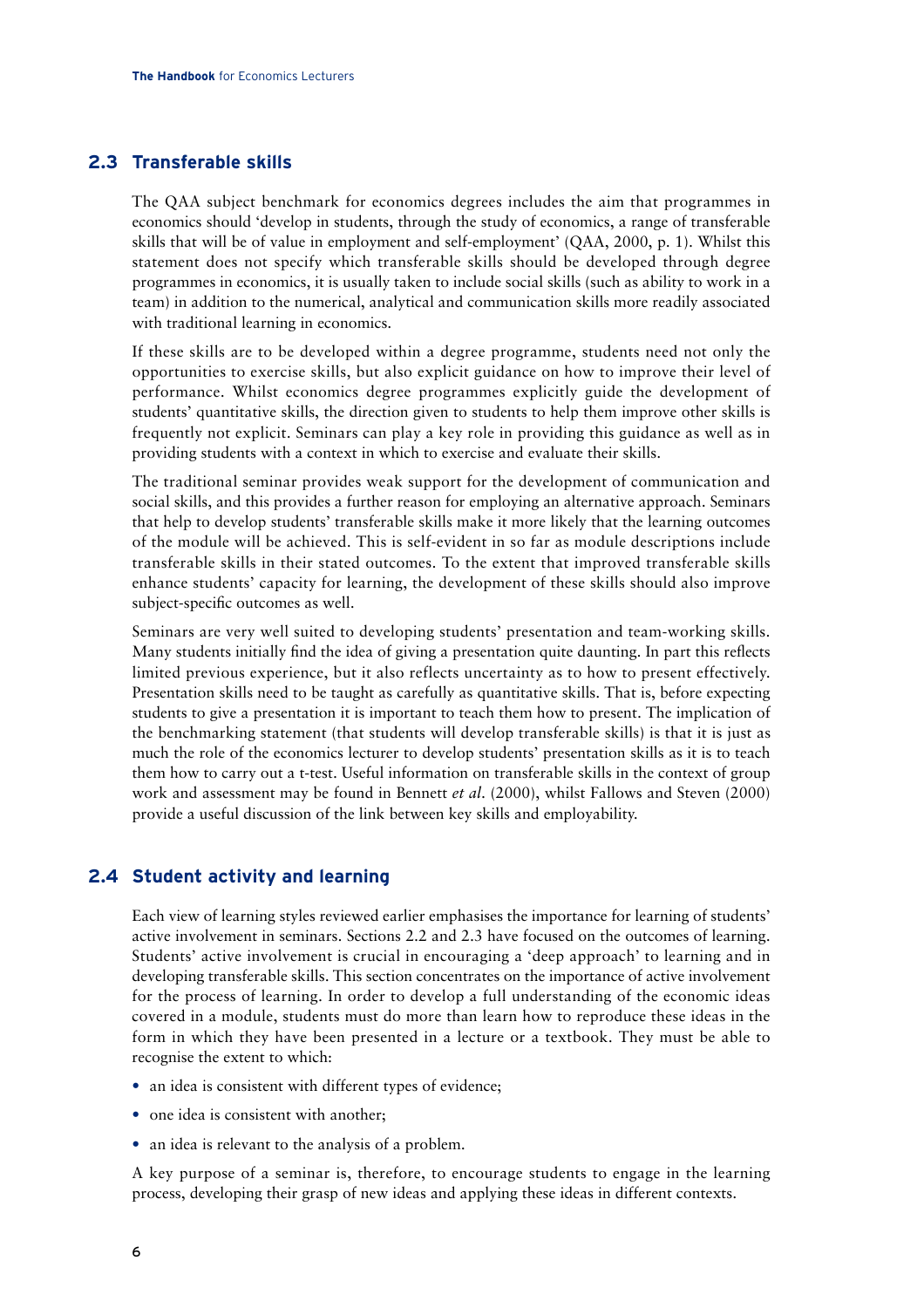## 2.3 Transferable skills

The QAA subject benchmark for economics degrees includes the aim that programmes in economics should 'develop in students, through the study of economics, a range of transferable skills that will be of value in employment and self-employment' (QAA, 2000, p. 1). Whilst this statement does not specify which transferable skills should be developed through degree programmes in economics, it is usually taken to include social skills (such as ability to work in a team) in addition to the numerical, analytical and communication skills more readily associated with traditional learning in economics.

If these skills are to be developed within a degree programme, students need not only the opportunities to exercise skills, but also explicit guidance on how to improve their level of performance. Whilst economics degree programmes explicitly guide the development of students' quantitative skills, the direction given to students to help them improve other skills is frequently not explicit. Seminars can play a key role in providing this guidance as well as in providing students with a context in which to exercise and evaluate their skills.

The traditional seminar provides weak support for the development of communication and social skills, and this provides a further reason for employing an alternative approach. Seminars that help to develop students' transferable skills make it more likely that the learning outcomes of the module will be achieved. This is self-evident in so far as module descriptions include transferable skills in their stated outcomes. To the extent that improved transferable skills enhance students' capacity for learning, the development of these skills should also improve subject-specific outcomes as well.

Seminars are very well suited to developing students' presentation and team-working skills. Many students initially find the idea of giving a presentation quite daunting. In part this reflects limited previous experience, but it also reflects uncertainty as to how to present effectively. Presentation skills need to be taught as carefully as quantitative skills. That is, before expecting students to give a presentation it is important to teach them how to present. The implication of the benchmarking statement (that students will develop transferable skills) is that it is just as much the role of the economics lecturer to develop students' presentation skills as it is to teach them how to carry out a t-test. Useful information on transferable skills in the context of group work and assessment may be found in Bennett *et al*. (2000), whilst Fallows and Steven (2000) provide a useful discussion of the link between key skills and employability.

## 2.4 Student activity and learning

Each view of learning styles reviewed earlier emphasises the importance for learning of students' active involvement in seminars. Sections 2.2 and 2.3 have focused on the outcomes of learning. Students' active involvement is crucial in encouraging a 'deep approach' to learning and in developing transferable skills. This section concentrates on the importance of active involvement for the process of learning. In order to develop a full understanding of the economic ideas covered in a module, students must do more than learn how to reproduce these ideas in the form in which they have been presented in a lecture or a textbook. They must be able to recognise the extent to which:

- an idea is consistent with different types of evidence;
- one idea is consistent with another;
- an idea is relevant to the analysis of a problem.

A key purpose of a seminar is, therefore, to encourage students to engage in the learning process, developing their grasp of new ideas and applying these ideas in different contexts.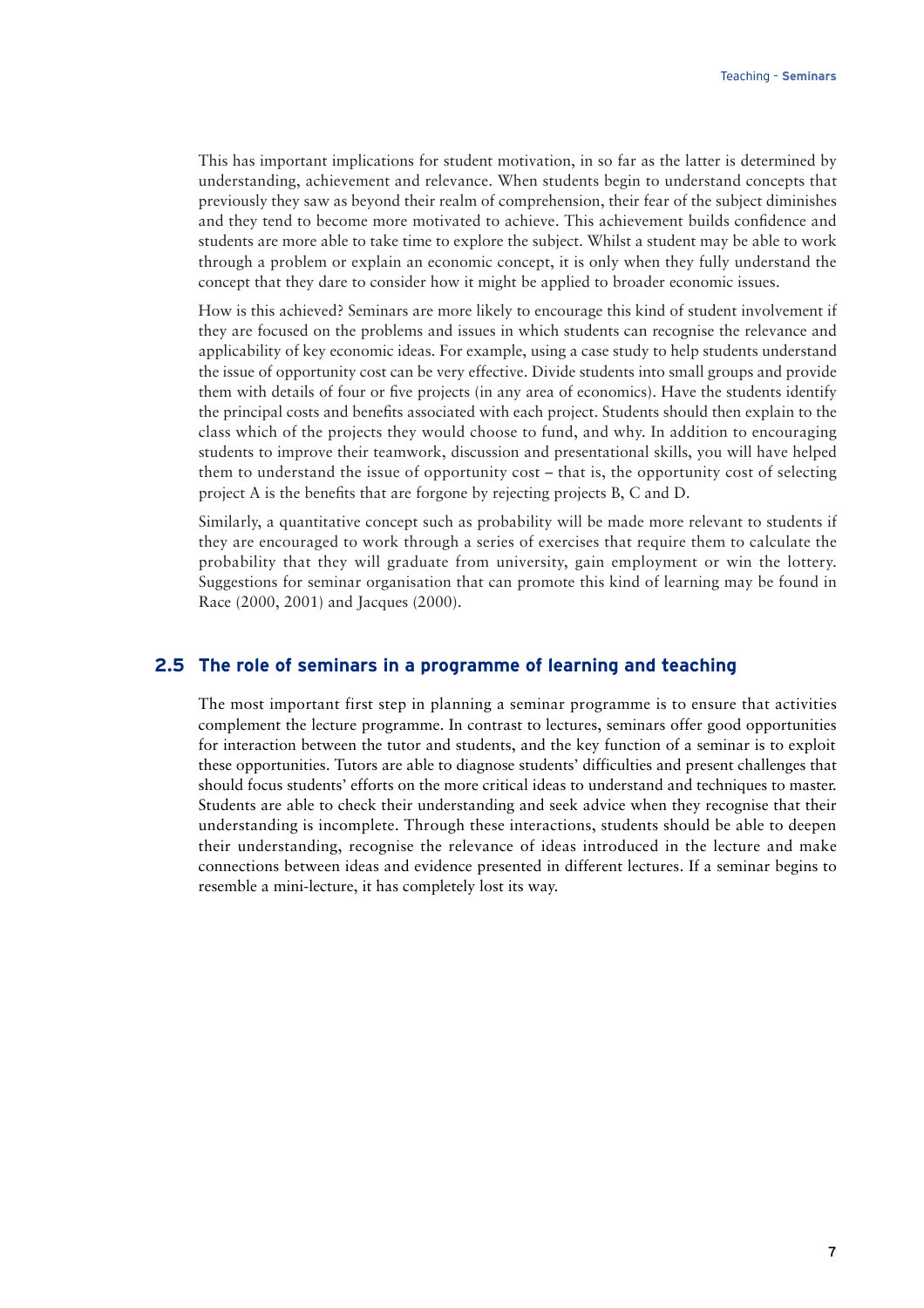This has important implications for student motivation, in so far as the latter is determined by understanding, achievement and relevance. When students begin to understand concepts that previously they saw as beyond their realm of comprehension, their fear of the subject diminishes and they tend to become more motivated to achieve. This achievement builds confidence and students are more able to take time to explore the subject. Whilst a student may be able to work through a problem or explain an economic concept, it is only when they fully understand the concept that they dare to consider how it might be applied to broader economic issues.

How is this achieved? Seminars are more likely to encourage this kind of student involvement if they are focused on the problems and issues in which students can recognise the relevance and applicability of key economic ideas. For example, using a case study to help students understand the issue of opportunity cost can be very effective. Divide students into small groups and provide them with details of four or five projects (in any area of economics). Have the students identify the principal costs and benefits associated with each project. Students should then explain to the class which of the projects they would choose to fund, and why. In addition to encouraging students to improve their teamwork, discussion and presentational skills, you will have helped them to understand the issue of opportunity cost – that is, the opportunity cost of selecting project A is the benefits that are forgone by rejecting projects B, C and D.

Similarly, a quantitative concept such as probability will be made more relevant to students if they are encouraged to work through a series of exercises that require them to calculate the probability that they will graduate from university, gain employment or win the lottery. Suggestions for seminar organisation that can promote this kind of learning may be found in Race (2000, 2001) and Jacques (2000).

## 2.5 The role of seminars in a programme of learning and teaching

The most important first step in planning a seminar programme is to ensure that activities complement the lecture programme. In contrast to lectures, seminars offer good opportunities for interaction between the tutor and students, and the key function of a seminar is to exploit these opportunities. Tutors are able to diagnose students' difficulties and present challenges that should focus students' efforts on the more critical ideas to understand and techniques to master. Students are able to check their understanding and seek advice when they recognise that their understanding is incomplete. Through these interactions, students should be able to deepen their understanding, recognise the relevance of ideas introduced in the lecture and make connections between ideas and evidence presented in different lectures. If a seminar begins to resemble a mini-lecture, it has completely lost its way.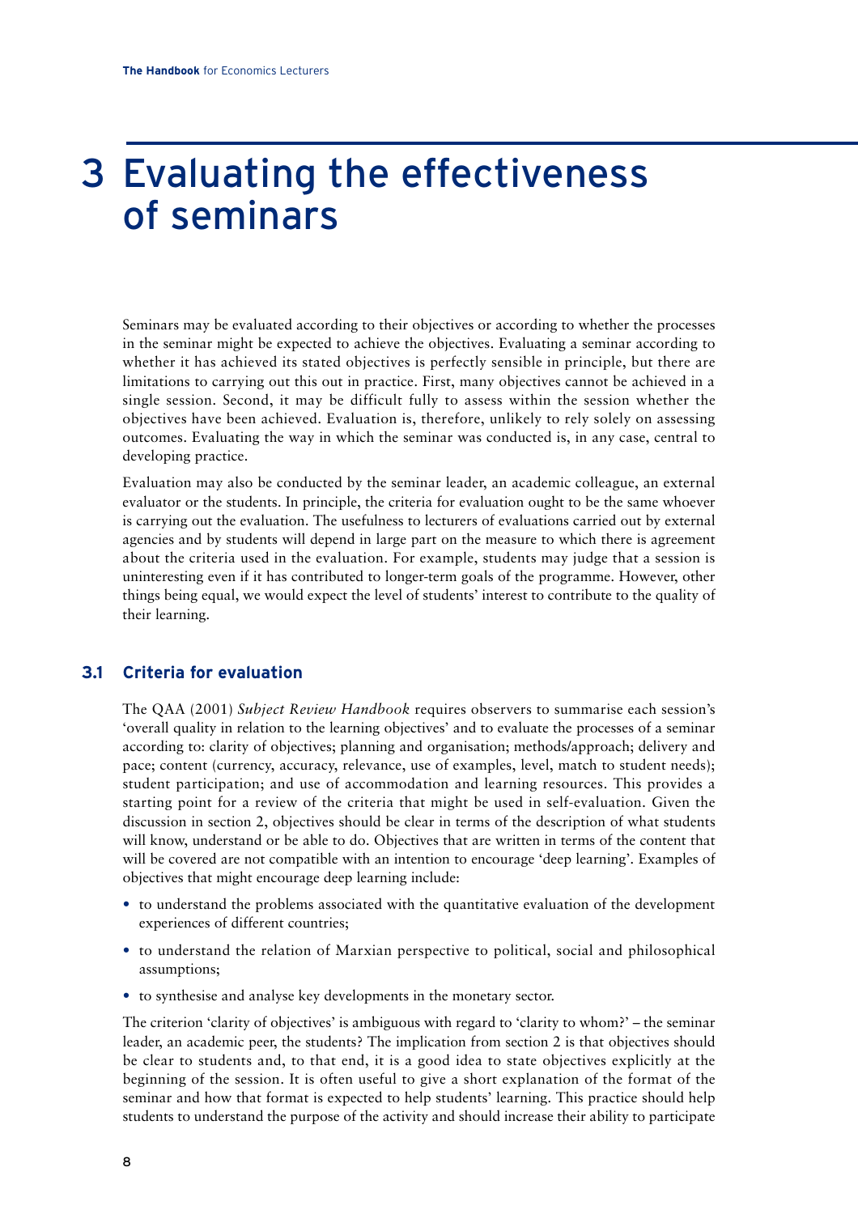# 3 Evaluating the effectiveness of seminars

Seminars may be evaluated according to their objectives or according to whether the processes in the seminar might be expected to achieve the objectives. Evaluating a seminar according to whether it has achieved its stated objectives is perfectly sensible in principle, but there are limitations to carrying out this out in practice. First, many objectives cannot be achieved in a single session. Second, it may be difficult fully to assess within the session whether the objectives have been achieved. Evaluation is, therefore, unlikely to rely solely on assessing outcomes. Evaluating the way in which the seminar was conducted is, in any case, central to developing practice.

Evaluation may also be conducted by the seminar leader, an academic colleague, an external evaluator or the students. In principle, the criteria for evaluation ought to be the same whoever is carrying out the evaluation. The usefulness to lecturers of evaluations carried out by external agencies and by students will depend in large part on the measure to which there is agreement about the criteria used in the evaluation. For example, students may judge that a session is uninteresting even if it has contributed to longer-term goals of the programme. However, other things being equal, we would expect the level of students' interest to contribute to the quality of their learning.

## 3.1 Criteria for evaluation

The QAA (2001) *Subject Review Handbook* requires observers to summarise each session's 'overall quality in relation to the learning objectives' and to evaluate the processes of a seminar according to: clarity of objectives; planning and organisation; methods/approach; delivery and pace; content (currency, accuracy, relevance, use of examples, level, match to student needs); student participation; and use of accommodation and learning resources. This provides a starting point for a review of the criteria that might be used in self-evaluation. Given the discussion in section 2, objectives should be clear in terms of the description of what students will know, understand or be able to do. Objectives that are written in terms of the content that will be covered are not compatible with an intention to encourage 'deep learning'. Examples of objectives that might encourage deep learning include:

- to understand the problems associated with the quantitative evaluation of the development experiences of different countries;
- to understand the relation of Marxian perspective to political, social and philosophical assumptions;
- to synthesise and analyse key developments in the monetary sector.

The criterion 'clarity of objectives' is ambiguous with regard to 'clarity to whom?' – the seminar leader, an academic peer, the students? The implication from section 2 is that objectives should be clear to students and, to that end, it is a good idea to state objectives explicitly at the beginning of the session. It is often useful to give a short explanation of the format of the seminar and how that format is expected to help students' learning. This practice should help students to understand the purpose of the activity and should increase their ability to participate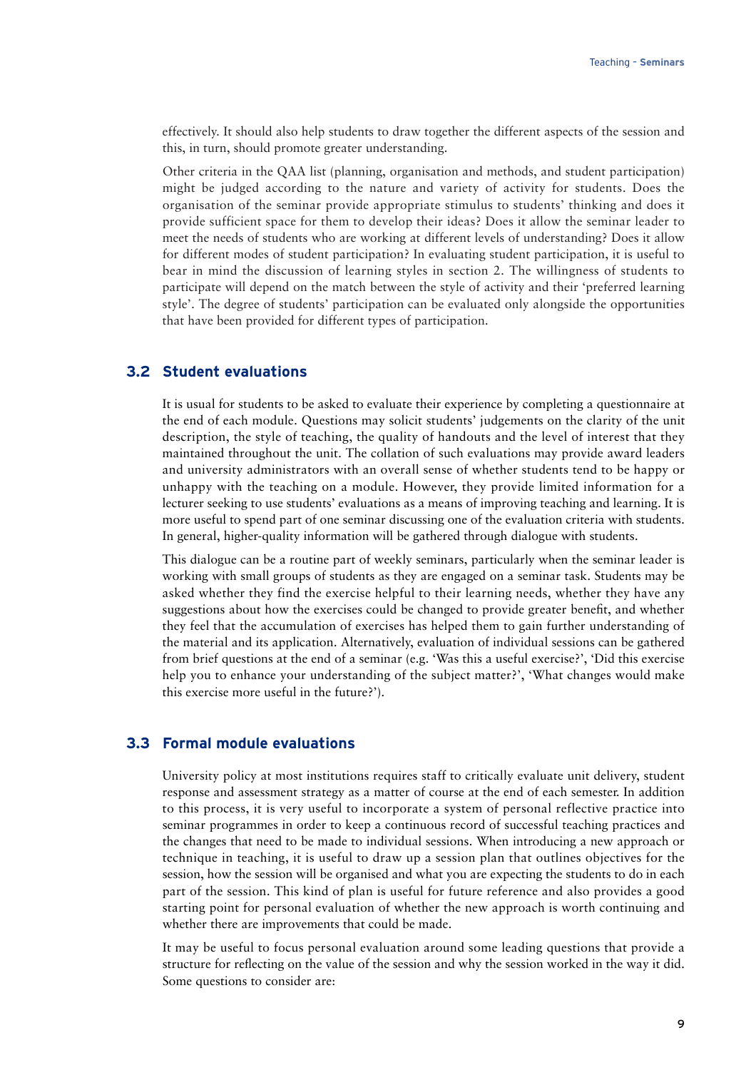effectively. It should also help students to draw together the different aspects of the session and this, in turn, should promote greater understanding.

Other criteria in the QAA list (planning, organisation and methods, and student participation) might be judged according to the nature and variety of activity for students. Does the organisation of the seminar provide appropriate stimulus to students' thinking and does it provide sufficient space for them to develop their ideas? Does it allow the seminar leader to meet the needs of students who are working at different levels of understanding? Does it allow for different modes of student participation? In evaluating student participation, it is useful to bear in mind the discussion of learning styles in section 2. The willingness of students to participate will depend on the match between the style of activity and their 'preferred learning style'. The degree of students' participation can be evaluated only alongside the opportunities that have been provided for different types of participation.

## 3.2 Student evaluations

It is usual for students to be asked to evaluate their experience by completing a questionnaire at the end of each module. Questions may solicit students' judgements on the clarity of the unit description, the style of teaching, the quality of handouts and the level of interest that they maintained throughout the unit. The collation of such evaluations may provide award leaders and university administrators with an overall sense of whether students tend to be happy or unhappy with the teaching on a module. However, they provide limited information for a lecturer seeking to use students' evaluations as a means of improving teaching and learning. It is more useful to spend part of one seminar discussing one of the evaluation criteria with students. In general, higher-quality information will be gathered through dialogue with students.

This dialogue can be a routine part of weekly seminars, particularly when the seminar leader is working with small groups of students as they are engaged on a seminar task. Students may be asked whether they find the exercise helpful to their learning needs, whether they have any suggestions about how the exercises could be changed to provide greater benefit, and whether they feel that the accumulation of exercises has helped them to gain further understanding of the material and its application. Alternatively, evaluation of individual sessions can be gathered from brief questions at the end of a seminar (e.g. 'Was this a useful exercise?', 'Did this exercise help you to enhance your understanding of the subject matter?', 'What changes would make this exercise more useful in the future?').

## 3.3 Formal module evaluations

University policy at most institutions requires staff to critically evaluate unit delivery, student response and assessment strategy as a matter of course at the end of each semester. In addition to this process, it is very useful to incorporate a system of personal reflective practice into seminar programmes in order to keep a continuous record of successful teaching practices and the changes that need to be made to individual sessions. When introducing a new approach or technique in teaching, it is useful to draw up a session plan that outlines objectives for the session, how the session will be organised and what you are expecting the students to do in each part of the session. This kind of plan is useful for future reference and also provides a good starting point for personal evaluation of whether the new approach is worth continuing and whether there are improvements that could be made.

It may be useful to focus personal evaluation around some leading questions that provide a structure for reflecting on the value of the session and why the session worked in the way it did. Some questions to consider are: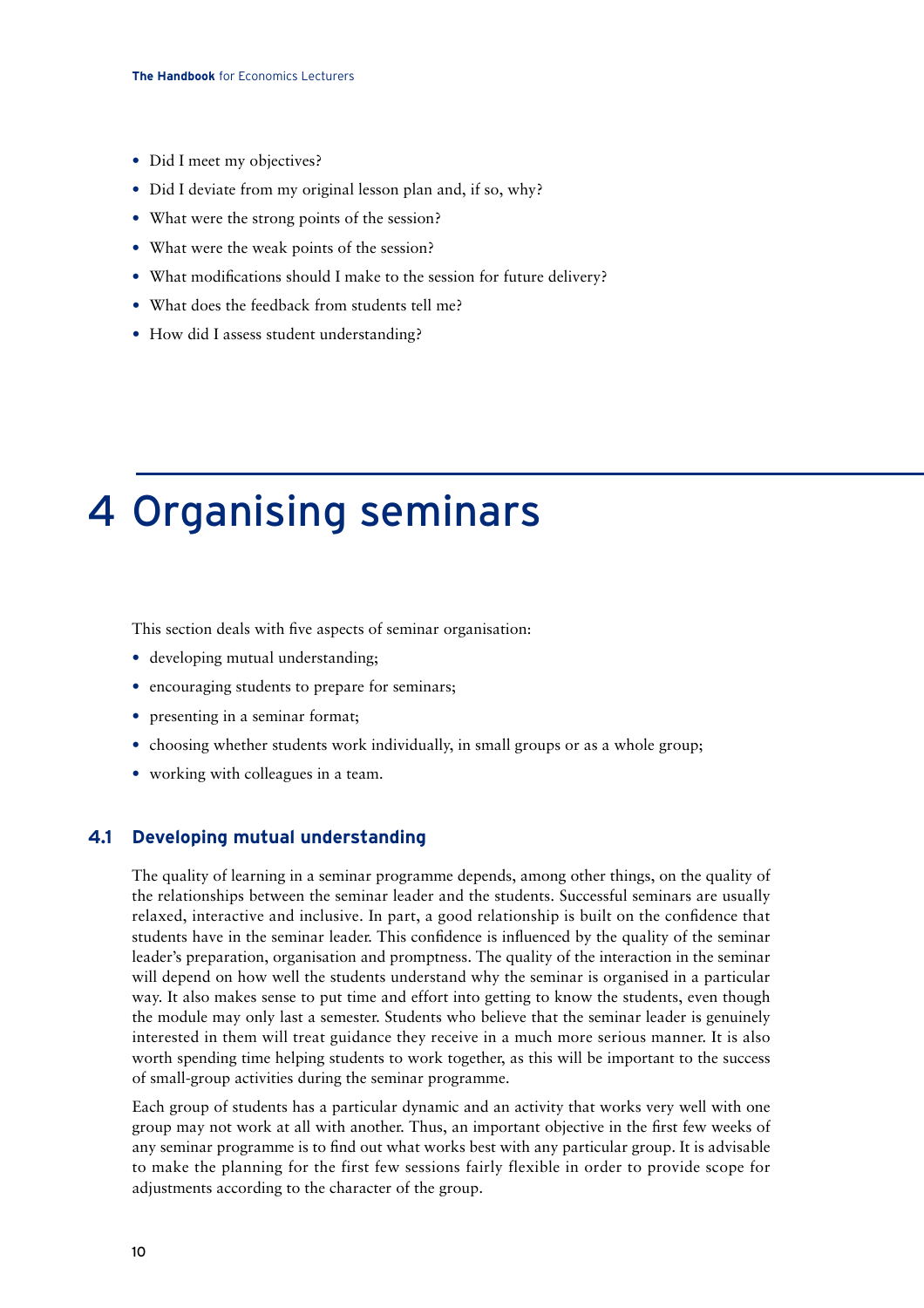- Did I meet my objectives?
- Did I deviate from my original lesson plan and, if so, why?
- What were the strong points of the session?
- What were the weak points of the session?
- What modifications should I make to the session for future delivery?
- What does the feedback from students tell me?
- How did I assess student understanding?

# 4 Organising seminars

This section deals with five aspects of seminar organisation:

- developing mutual understanding;
- encouraging students to prepare for seminars;
- presenting in a seminar format;
- choosing whether students work individually, in small groups or as a whole group;
- working with colleagues in a team.

## 4.1 Developing mutual understanding

The quality of learning in a seminar programme depends, among other things, on the quality of the relationships between the seminar leader and the students. Successful seminars are usually relaxed, interactive and inclusive. In part, a good relationship is built on the confidence that students have in the seminar leader. This confidence is influenced by the quality of the seminar leader's preparation, organisation and promptness. The quality of the interaction in the seminar will depend on how well the students understand why the seminar is organised in a particular way. It also makes sense to put time and effort into getting to know the students, even though the module may only last a semester. Students who believe that the seminar leader is genuinely interested in them will treat guidance they receive in a much more serious manner. It is also worth spending time helping students to work together, as this will be important to the success of small-group activities during the seminar programme.

Each group of students has a particular dynamic and an activity that works very well with one group may not work at all with another. Thus, an important objective in the first few weeks of any seminar programme is to find out what works best with any particular group. It is advisable to make the planning for the first few sessions fairly flexible in order to provide scope for adjustments according to the character of the group.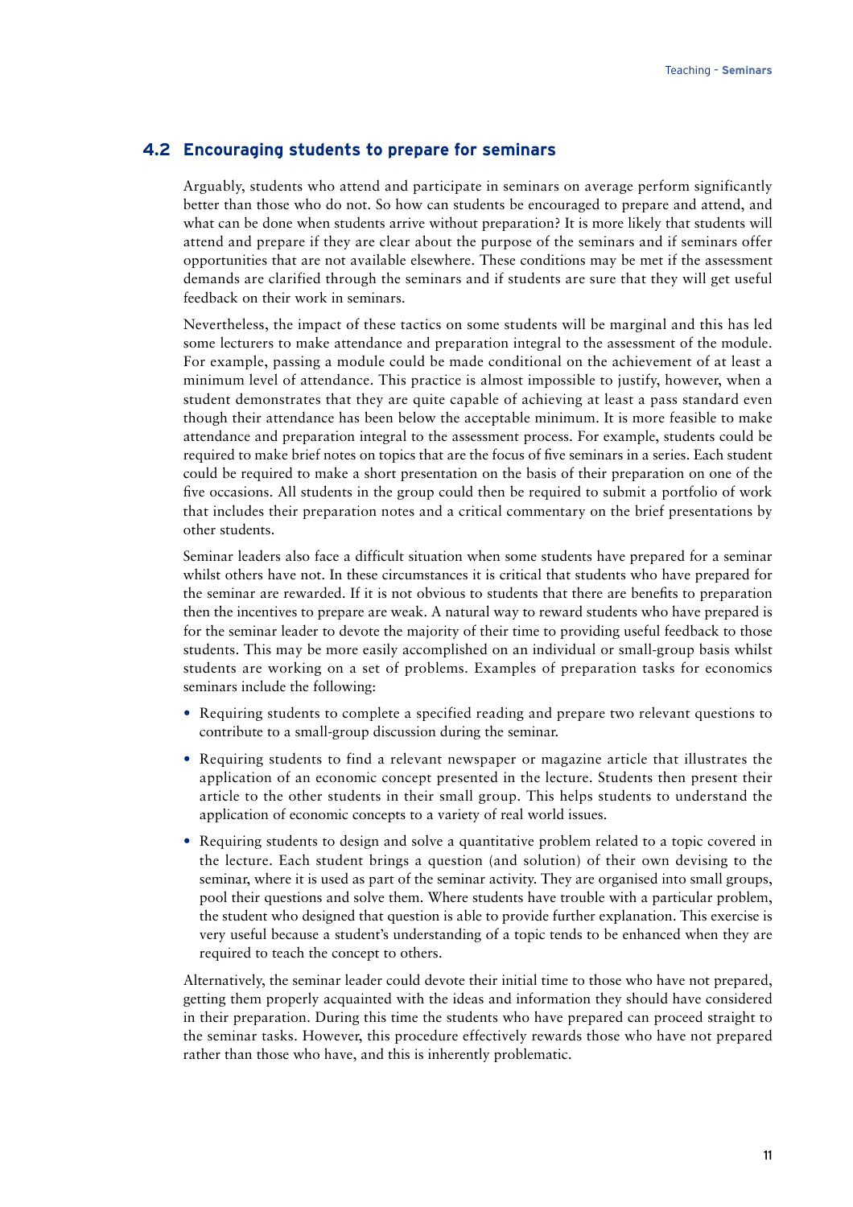## 4.2 Encouraging students to prepare for seminars

Arguably, students who attend and participate in seminars on average perform significantly better than those who do not. So how can students be encouraged to prepare and attend, and what can be done when students arrive without preparation? It is more likely that students will attend and prepare if they are clear about the purpose of the seminars and if seminars offer opportunities that are not available elsewhere. These conditions may be met if the assessment demands are clarified through the seminars and if students are sure that they will get useful feedback on their work in seminars.

Nevertheless, the impact of these tactics on some students will be marginal and this has led some lecturers to make attendance and preparation integral to the assessment of the module. For example, passing a module could be made conditional on the achievement of at least a minimum level of attendance. This practice is almost impossible to justify, however, when a student demonstrates that they are quite capable of achieving at least a pass standard even though their attendance has been below the acceptable minimum. It is more feasible to make attendance and preparation integral to the assessment process. For example, students could be required to make brief notes on topics that are the focus of five seminars in a series. Each student could be required to make a short presentation on the basis of their preparation on one of the five occasions. All students in the group could then be required to submit a portfolio of work that includes their preparation notes and a critical commentary on the brief presentations by other students.

Seminar leaders also face a difficult situation when some students have prepared for a seminar whilst others have not. In these circumstances it is critical that students who have prepared for the seminar are rewarded. If it is not obvious to students that there are benefits to preparation then the incentives to prepare are weak. A natural way to reward students who have prepared is for the seminar leader to devote the majority of their time to providing useful feedback to those students. This may be more easily accomplished on an individual or small-group basis whilst students are working on a set of problems. Examples of preparation tasks for economics seminars include the following:

- Requiring students to complete a specified reading and prepare two relevant questions to contribute to a small-group discussion during the seminar.
- Requiring students to find a relevant newspaper or magazine article that illustrates the application of an economic concept presented in the lecture. Students then present their article to the other students in their small group. This helps students to understand the application of economic concepts to a variety of real world issues.
- Requiring students to design and solve a quantitative problem related to a topic covered in the lecture. Each student brings a question (and solution) of their own devising to the seminar, where it is used as part of the seminar activity. They are organised into small groups, pool their questions and solve them. Where students have trouble with a particular problem, the student who designed that question is able to provide further explanation. This exercise is very useful because a student's understanding of a topic tends to be enhanced when they are required to teach the concept to others.

Alternatively, the seminar leader could devote their initial time to those who have not prepared, getting them properly acquainted with the ideas and information they should have considered in their preparation. During this time the students who have prepared can proceed straight to the seminar tasks. However, this procedure effectively rewards those who have not prepared rather than those who have, and this is inherently problematic.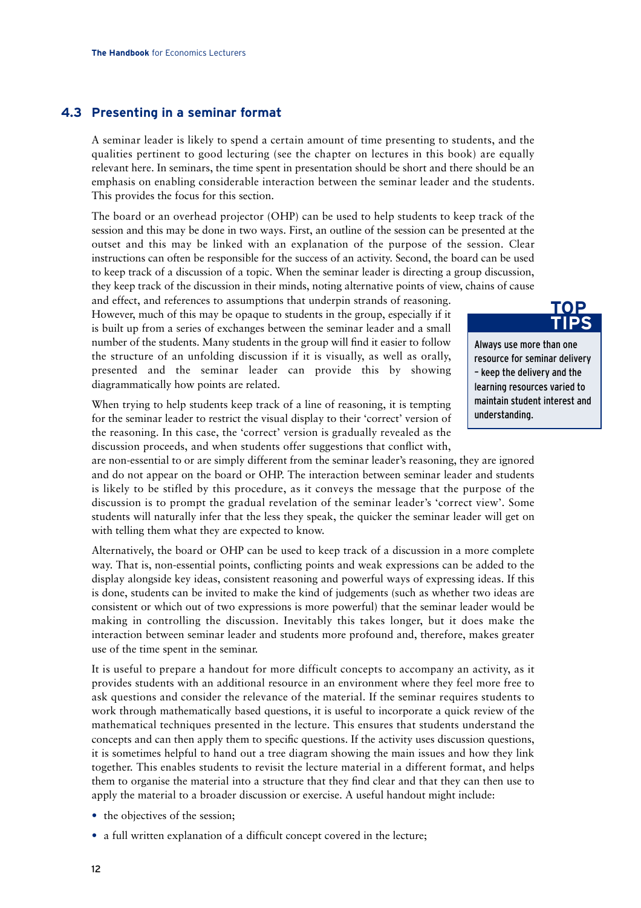## 4.3 Presenting in a seminar format

A seminar leader is likely to spend a certain amount of time presenting to students, and the qualities pertinent to good lecturing (see the chapter on lectures in this book) are equally relevant here. In seminars, the time spent in presentation should be short and there should be an emphasis on enabling considerable interaction between the seminar leader and the students. This provides the focus for this section.

The board or an overhead projector (OHP) can be used to help students to keep track of the session and this may be done in two ways. First, an outline of the session can be presented at the outset and this may be linked with an explanation of the purpose of the session. Clear instructions can often be responsible for the success of an activity. Second, the board can be used to keep track of a discussion of a topic. When the seminar leader is directing a group discussion, they keep track of the discussion in their minds, noting alternative points of view, chains of cause and effect, and references to assumptions that underpin strands of reasoning. However, much of this may be opaque to students in the group, especially if it is built up from a series of exchanges between the seminar leader and a small number of the students. Many students in the group will find it easier to follow the structure of an unfolding discussion if it is visually, as well as orally, presented and the seminar leader can provide this by showing diagrammatically how points are related.

> **TOP TIPS**
>
> Always use more than one resource for seminar delivery – keep the delivery and the learning resources varied to maintain student interest and understanding.

When trying to help students keep track of a line of reasoning, it is tempting for the seminar leader to restrict the visual display to their 'correct' version of the reasoning. In this case, the 'correct' version is gradually revealed as the discussion proceeds, and when students offer suggestions that conflict with, are non-essential to or are simply different from the seminar leader's reasoning, they are ignored and do not appear on the board or OHP. The interaction between seminar leader and students is likely to be stifled by this procedure, as it conveys the message that the purpose of the discussion is to prompt the gradual revelation of the seminar leader's 'correct view'. Some students will naturally infer that the less they speak, the quicker the seminar leader will get on with telling them what they are expected to know.

Alternatively, the board or OHP can be used to keep track of a discussion in a more complete way. That is, non-essential points, conflicting points and weak expressions can be added to the display alongside key ideas, consistent reasoning and powerful ways of expressing ideas. If this is done, students can be invited to make the kind of judgements (such as whether two ideas are consistent or which out of two expressions is more powerful) that the seminar leader would be making in controlling the discussion. Inevitably this takes longer, but it does make the interaction between seminar leader and students more profound and, therefore, makes greater use of the time spent in the seminar.

It is useful to prepare a handout for more difficult concepts to accompany an activity, as it provides students with an additional resource in an environment where they feel more free to ask questions and consider the relevance of the material. If the seminar requires students to work through mathematically based questions, it is useful to incorporate a quick review of the mathematical techniques presented in the lecture. This ensures that students understand the concepts and can then apply them to specific questions. If the activity uses discussion questions, it is sometimes helpful to hand out a tree diagram showing the main issues and how they link together. This enables students to revisit the lecture material in a different format, and helps them to organise the material into a structure that they find clear and that they can then use to apply the material to a broader discussion or exercise. A useful handout might include:

- the objectives of the session;
- a full written explanation of a difficult concept covered in the lecture;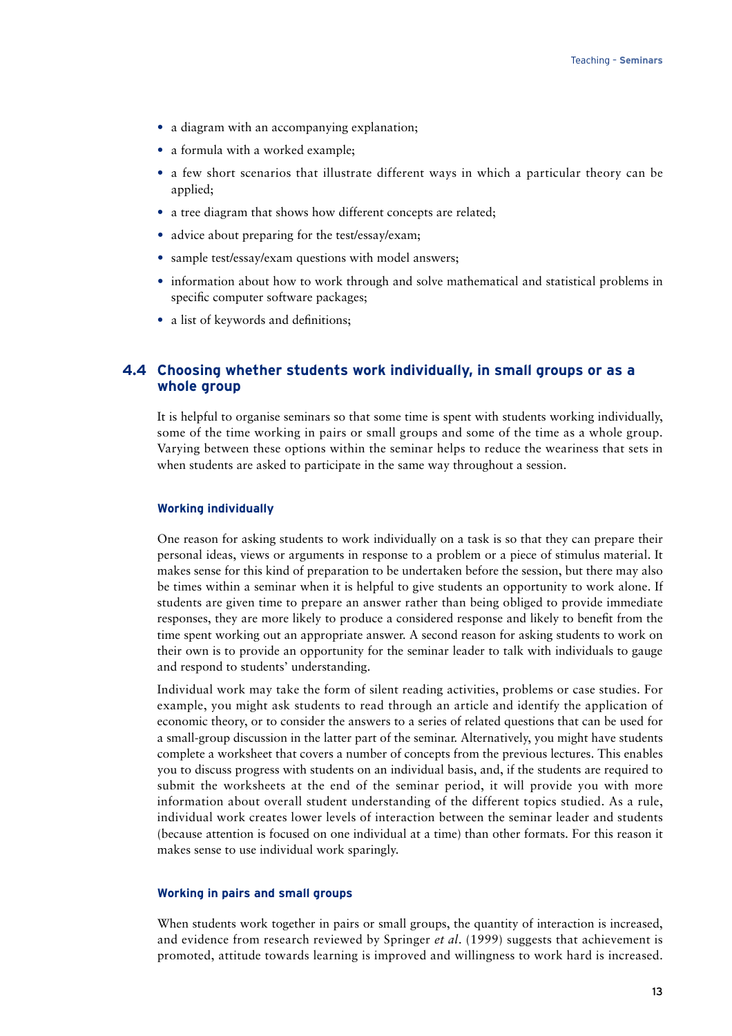- a diagram with an accompanying explanation;
- a formula with a worked example;
- a few short scenarios that illustrate different ways in which a particular theory can be applied;
- a tree diagram that shows how different concepts are related;
- advice about preparing for the test/essay/exam;
- sample test/essay/exam questions with model answers;
- information about how to work through and solve mathematical and statistical problems in specific computer software packages;
- a list of keywords and definitions;

## 4.4 Choosing whether students work individually, in small groups or as a whole group

It is helpful to organise seminars so that some time is spent with students working individually, some of the time working in pairs or small groups and some of the time as a whole group. Varying between these options within the seminar helps to reduce the weariness that sets in when students are asked to participate in the same way throughout a session.

### Working individually

One reason for asking students to work individually on a task is so that they can prepare their personal ideas, views or arguments in response to a problem or a piece of stimulus material. It makes sense for this kind of preparation to be undertaken before the session, but there may also be times within a seminar when it is helpful to give students an opportunity to work alone. If students are given time to prepare an answer rather than being obliged to provide immediate responses, they are more likely to produce a considered response and likely to benefit from the time spent working out an appropriate answer. A second reason for asking students to work on their own is to provide an opportunity for the seminar leader to talk with individuals to gauge and respond to students' understanding.

Individual work may take the form of silent reading activities, problems or case studies. For example, you might ask students to read through an article and identify the application of economic theory, or to consider the answers to a series of related questions that can be used for a small-group discussion in the latter part of the seminar. Alternatively, you might have students complete a worksheet that covers a number of concepts from the previous lectures. This enables you to discuss progress with students on an individual basis, and, if the students are required to submit the worksheets at the end of the seminar period, it will provide you with more information about overall student understanding of the different topics studied. As a rule, individual work creates lower levels of interaction between the seminar leader and students (because attention is focused on one individual at a time) than other formats. For this reason it makes sense to use individual work sparingly.

### Working in pairs and small groups

When students work together in pairs or small groups, the quantity of interaction is increased, and evidence from research reviewed by Springer *et al.* (1999) suggests that achievement is promoted, attitude towards learning is improved and willingness to work hard is increased.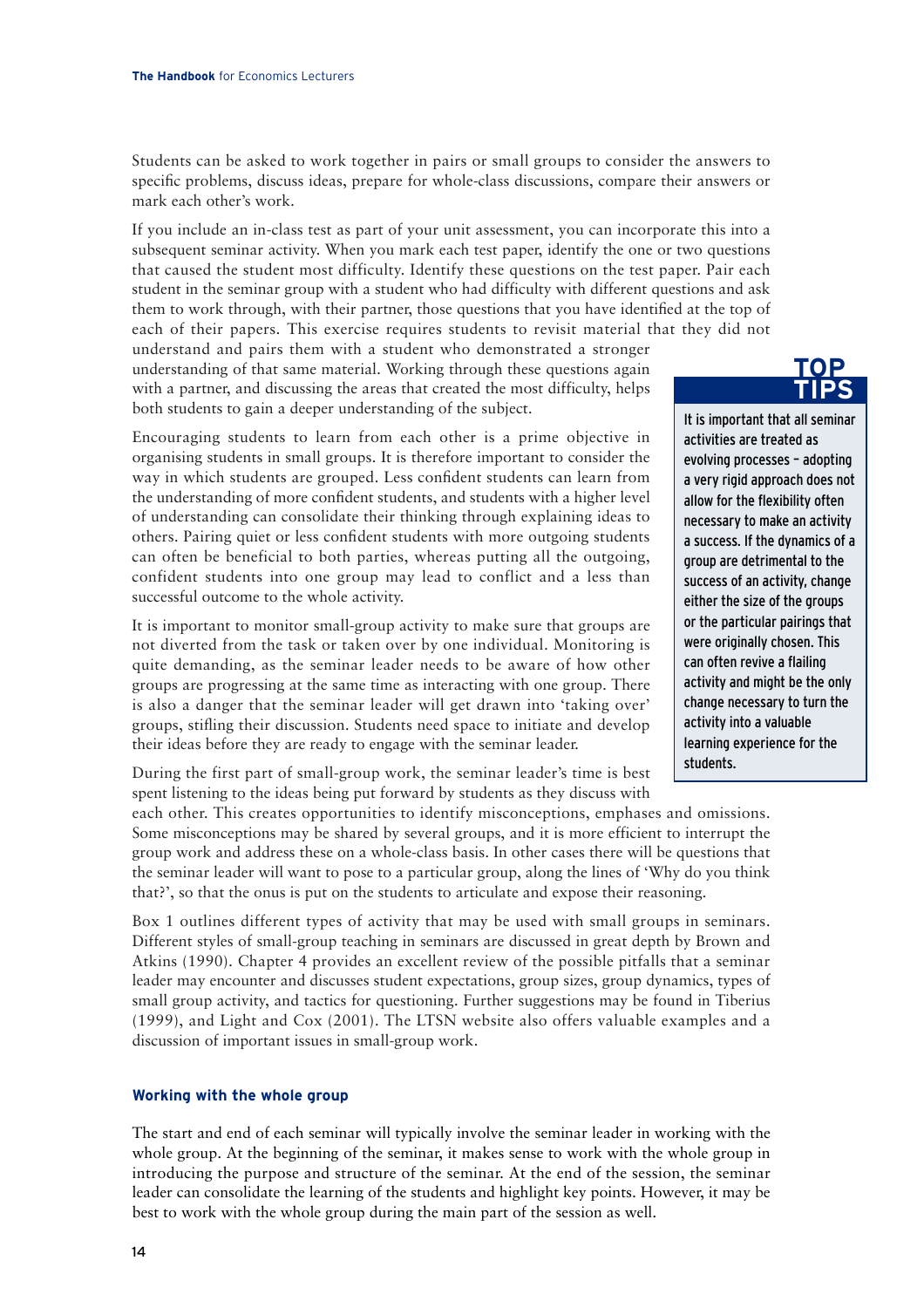Students can be asked to work together in pairs or small groups to consider the answers to specific problems, discuss ideas, prepare for whole-class discussions, compare their answers or mark each other's work.

If you include an in-class test as part of your unit assessment, you can incorporate this into a subsequent seminar activity. When you mark each test paper, identify the one or two questions that caused the student most difficulty. Identify these questions on the test paper. Pair each student in the seminar group with a student who had difficulty with different questions and ask them to work through, with their partner, those questions that you have identified at the top of each of their papers. This exercise requires students to revisit material that they did not understand and pairs them with a student who demonstrated a stronger understanding of that same material. Working through these questions again with a partner, and discussing the areas that created the most difficulty, helps both students to gain a deeper understanding of the subject.

Encouraging students to learn from each other is a prime objective in organising students in small groups. It is therefore important to consider the way in which students are grouped. Less confident students can learn from the understanding of more confident students, and students with a higher level of understanding can consolidate their thinking through explaining ideas to others. Pairing quiet or less confident students with more outgoing students can often be beneficial to both parties, whereas putting all the outgoing, confident students into one group may lead to conflict and a less than successful outcome to the whole activity.

It is important to monitor small-group activity to make sure that groups are not diverted from the task or taken over by one individual. Monitoring is quite demanding, as the seminar leader needs to be aware of how other groups are progressing at the same time as interacting with one group. There is also a danger that the seminar leader will get drawn into 'taking over' groups, stifling their discussion. Students need space to initiate and develop their ideas before they are ready to engage with the seminar leader.

During the first part of small-group work, the seminar leader's time is best spent listening to the ideas being put forward by students as they discuss with each other. This creates opportunities to identify misconceptions, emphases and omissions. Some misconceptions may be shared by several groups, and it is more efficient to interrupt the group work and address these on a whole-class basis. In other cases there will be questions that the seminar leader will want to pose to a particular group, along the lines of 'Why do you think that?', so that the onus is put on the students to articulate and expose their reasoning.

Box 1 outlines different types of activity that may be used with small groups in seminars. Different styles of small-group teaching in seminars are discussed in great depth by Brown and Atkins (1990). Chapter 4 provides an excellent review of the possible pitfalls that a seminar leader may encounter and discusses student expectations, group sizes, group dynamics, types of small group activity, and tactics for questioning. Further suggestions may be found in Tiberius (1999), and Light and Cox (2001). The LTSN website also offers valuable examples and a discussion of important issues in small-group work.

> **TOP TIPS**
>
> It is important that all seminar activities are treated as evolving processes – adopting a very rigid approach does not allow for the flexibility often necessary to make an activity a success. If the dynamics of a group are detrimental to the success of an activity, change either the size of the groups or the particular pairings that were originally chosen. This can often revive a flailing activity and might be the only change necessary to turn the activity into a valuable learning experience for the students.

### Working with the whole group

The start and end of each seminar will typically involve the seminar leader in working with the whole group. At the beginning of the seminar, it makes sense to work with the whole group in introducing the purpose and structure of the seminar. At the end of the session, the seminar leader can consolidate the learning of the students and highlight key points. However, it may be best to work with the whole group during the main part of the session as well.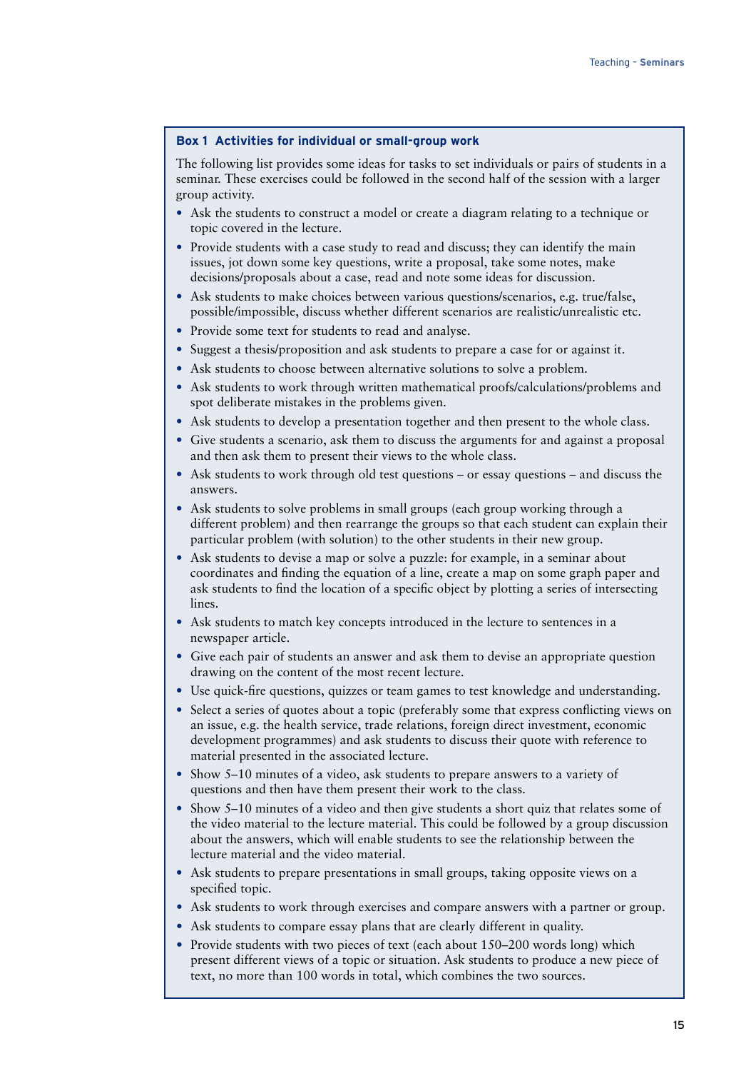### Box 1 Activities for individual or small-group work

The following list provides some ideas for tasks to set individuals or pairs of students in a seminar. These exercises could be followed in the second half of the session with a larger group activity.

- Ask the students to construct a model or create a diagram relating to a technique or topic covered in the lecture.
- Provide students with a case study to read and discuss; they can identify the main issues, jot down some key questions, write a proposal, take some notes, make decisions/proposals about a case, read and note some ideas for discussion.
- Ask students to make choices between various questions/scenarios, e.g. true/false, possible/impossible, discuss whether different scenarios are realistic/unrealistic etc.
- Provide some text for students to read and analyse.
- Suggest a thesis/proposition and ask students to prepare a case for or against it.
- Ask students to choose between alternative solutions to solve a problem.
- Ask students to work through written mathematical proofs/calculations/problems and spot deliberate mistakes in the problems given.
- Ask students to develop a presentation together and then present to the whole class.
- Give students a scenario, ask them to discuss the arguments for and against a proposal and then ask them to present their views to the whole class.
- Ask students to work through old test questions – or essay questions – and discuss the answers.
- Ask students to solve problems in small groups (each group working through a different problem) and then rearrange the groups so that each student can explain their particular problem (with solution) to the other students in their new group.
- Ask students to devise a map or solve a puzzle: for example, in a seminar about coordinates and finding the equation of a line, create a map on some graph paper and ask students to find the location of a specific object by plotting a series of intersecting lines.
- Ask students to match key concepts introduced in the lecture to sentences in a newspaper article.
- Give each pair of students an answer and ask them to devise an appropriate question drawing on the content of the most recent lecture.
- Use quick-fire questions, quizzes or team games to test knowledge and understanding.
- Select a series of quotes about a topic (preferably some that express conflicting views on an issue, e.g. the health service, trade relations, foreign direct investment, economic development programmes) and ask students to discuss their quote with reference to material presented in the associated lecture.
- Show 5–10 minutes of a video, ask students to prepare answers to a variety of questions and then have them present their work to the class.
- Show 5–10 minutes of a video and then give students a short quiz that relates some of the video material to the lecture material. This could be followed by a group discussion about the answers, which will enable students to see the relationship between the lecture material and the video material.
- Ask students to prepare presentations in small groups, taking opposite views on a specified topic.
- Ask students to work through exercises and compare answers with a partner or group.
- Ask students to compare essay plans that are clearly different in quality.
- Provide students with two pieces of text (each about 150–200 words long) which present different views of a topic or situation. Ask students to produce a new piece of text, no more than 100 words in total, which combines the two sources.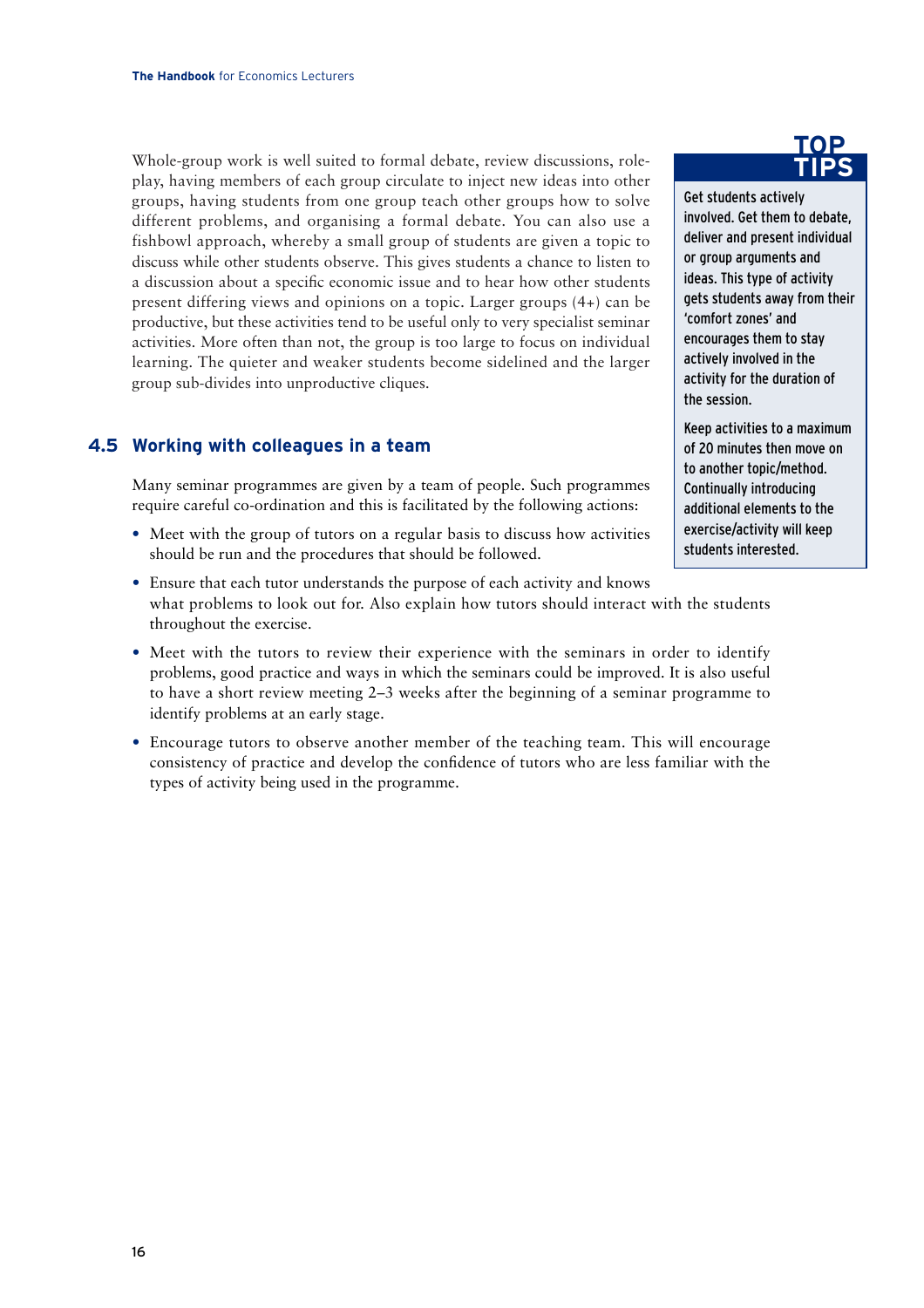Whole-group work is well suited to formal debate, review discussions, role-play, having members of each group circulate to inject new ideas into other groups, having students from one group teach other groups how to solve different problems, and organising a formal debate. You can also use a fishbowl approach, whereby a small group of students are given a topic to discuss while other students observe. This gives students a chance to listen to a discussion about a specific economic issue and to hear how other students present differing views and opinions on a topic. Larger groups (4+) can be productive, but these activities tend to be useful only to very specialist seminar activities. More often than not, the group is too large to focus on individual learning. The quieter and weaker students become sidelined and the larger group sub-divides into unproductive cliques.

> **TOP TIPS**
>
> Get students actively involved. Get them to debate, deliver and present individual or group arguments and ideas. This type of activity gets students away from their 'comfort zones' and encourages them to stay actively involved in the activity for the duration of the session.
>
> Keep activities to a maximum of 20 minutes then move on to another topic/method. Continually introducing additional elements to the exercise/activity will keep students interested.

## 4.5 Working with colleagues in a team

Many seminar programmes are given by a team of people. Such programmes require careful co-ordination and this is facilitated by the following actions:

- Meet with the group of tutors on a regular basis to discuss how activities should be run and the procedures that should be followed.
- Ensure that each tutor understands the purpose of each activity and knows what problems to look out for. Also explain how tutors should interact with the students throughout the exercise.
- Meet with the tutors to review their experience with the seminars in order to identify problems, good practice and ways in which the seminars could be improved. It is also useful to have a short review meeting 2–3 weeks after the beginning of a seminar programme to identify problems at an early stage.
- Encourage tutors to observe another member of the teaching team. This will encourage consistency of practice and develop the confidence of tutors who are less familiar with the types of activity being used in the programme.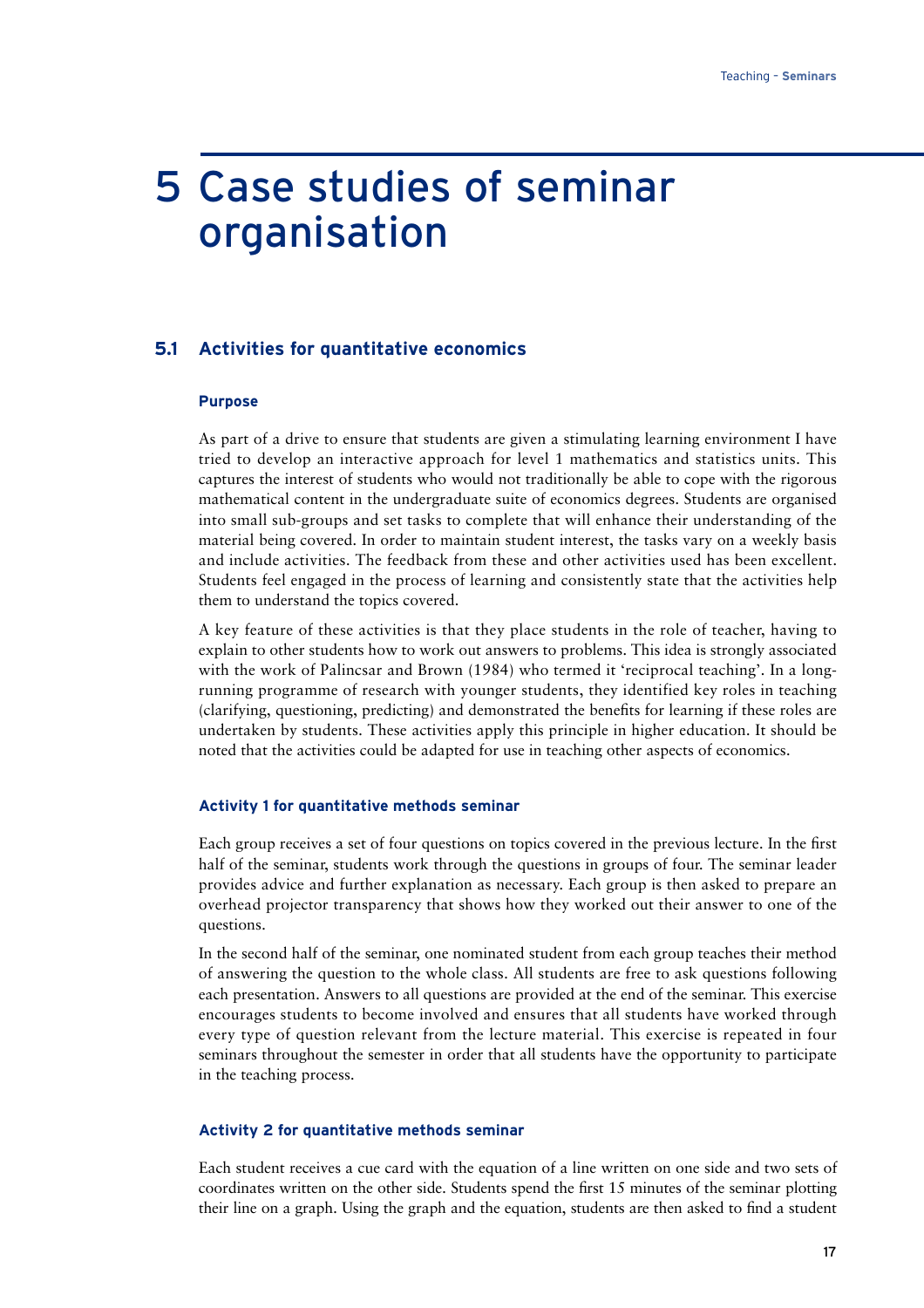# 5 Case studies of seminar organisation

## 5.1 Activities for quantitative economics

### Purpose

As part of a drive to ensure that students are given a stimulating learning environment I have tried to develop an interactive approach for level 1 mathematics and statistics units. This captures the interest of students who would not traditionally be able to cope with the rigorous mathematical content in the undergraduate suite of economics degrees. Students are organised into small sub-groups and set tasks to complete that will enhance their understanding of the material being covered. In order to maintain student interest, the tasks vary on a weekly basis and include activities. The feedback from these and other activities used has been excellent. Students feel engaged in the process of learning and consistently state that the activities help them to understand the topics covered.

A key feature of these activities is that they place students in the role of teacher, having to explain to other students how to work out answers to problems. This idea is strongly associated with the work of Palincsar and Brown (1984) who termed it 'reciprocal teaching'. In a long-running programme of research with younger students, they identified key roles in teaching (clarifying, questioning, predicting) and demonstrated the benefits for learning if these roles are undertaken by students. These activities apply this principle in higher education. It should be noted that the activities could be adapted for use in teaching other aspects of economics.

### Activity 1 for quantitative methods seminar

Each group receives a set of four questions on topics covered in the previous lecture. In the first half of the seminar, students work through the questions in groups of four. The seminar leader provides advice and further explanation as necessary. Each group is then asked to prepare an overhead projector transparency that shows how they worked out their answer to one of the questions.

In the second half of the seminar, one nominated student from each group teaches their method of answering the question to the whole class. All students are free to ask questions following each presentation. Answers to all questions are provided at the end of the seminar. This exercise encourages students to become involved and ensures that all students have worked through every type of question relevant from the lecture material. This exercise is repeated in four seminars throughout the semester in order that all students have the opportunity to participate in the teaching process.

### Activity 2 for quantitative methods seminar

Each student receives a cue card with the equation of a line written on one side and two sets of coordinates written on the other side. Students spend the first 15 minutes of the seminar plotting their line on a graph. Using the graph and the equation, students are then asked to find a student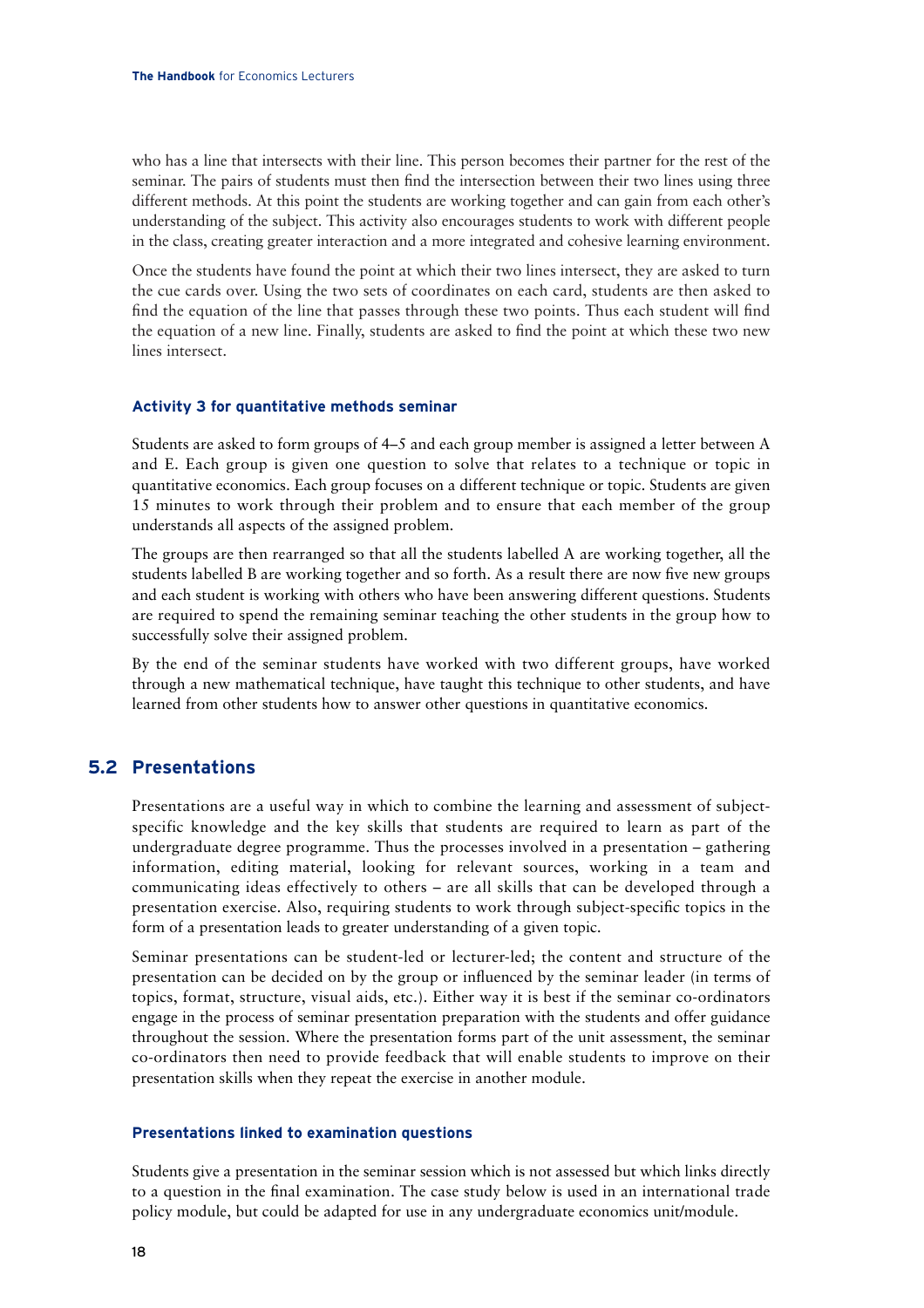who has a line that intersects with their line. This person becomes their partner for the rest of the seminar. The pairs of students must then find the intersection between their two lines using three different methods. At this point the students are working together and can gain from each other's understanding of the subject. This activity also encourages students to work with different people in the class, creating greater interaction and a more integrated and cohesive learning environment.

Once the students have found the point at which their two lines intersect, they are asked to turn the cue cards over. Using the two sets of coordinates on each card, students are then asked to find the equation of the line that passes through these two points. Thus each student will find the equation of a new line. Finally, students are asked to find the point at which these two new lines intersect.

#### Activity 3 for quantitative methods seminar

Students are asked to form groups of 4–5 and each group member is assigned a letter between A and E. Each group is given one question to solve that relates to a technique or topic in quantitative economics. Each group focuses on a different technique or topic. Students are given 15 minutes to work through their problem and to ensure that each member of the group understands all aspects of the assigned problem.

The groups are then rearranged so that all the students labelled A are working together, all the students labelled B are working together and so forth. As a result there are now five new groups and each student is working with others who have been answering different questions. Students are required to spend the remaining seminar teaching the other students in the group how to successfully solve their assigned problem.

By the end of the seminar students have worked with two different groups, have worked through a new mathematical technique, have taught this technique to other students, and have learned from other students how to answer other questions in quantitative economics.

## 5.2 Presentations

Presentations are a useful way in which to combine the learning and assessment of subject-specific knowledge and the key skills that students are required to learn as part of the undergraduate degree programme. Thus the processes involved in a presentation – gathering information, editing material, looking for relevant sources, working in a team and communicating ideas effectively to others – are all skills that can be developed through a presentation exercise. Also, requiring students to work through subject-specific topics in the form of a presentation leads to greater understanding of a given topic.

Seminar presentations can be student-led or lecturer-led; the content and structure of the presentation can be decided on by the group or influenced by the seminar leader (in terms of topics, format, structure, visual aids, etc.). Either way it is best if the seminar co-ordinators engage in the process of seminar presentation preparation with the students and offer guidance throughout the session. Where the presentation forms part of the unit assessment, the seminar co-ordinators then need to provide feedback that will enable students to improve on their presentation skills when they repeat the exercise in another module.

#### Presentations linked to examination questions

Students give a presentation in the seminar session which is not assessed but which links directly to a question in the final examination. The case study below is used in an international trade policy module, but could be adapted for use in any undergraduate economics unit/module.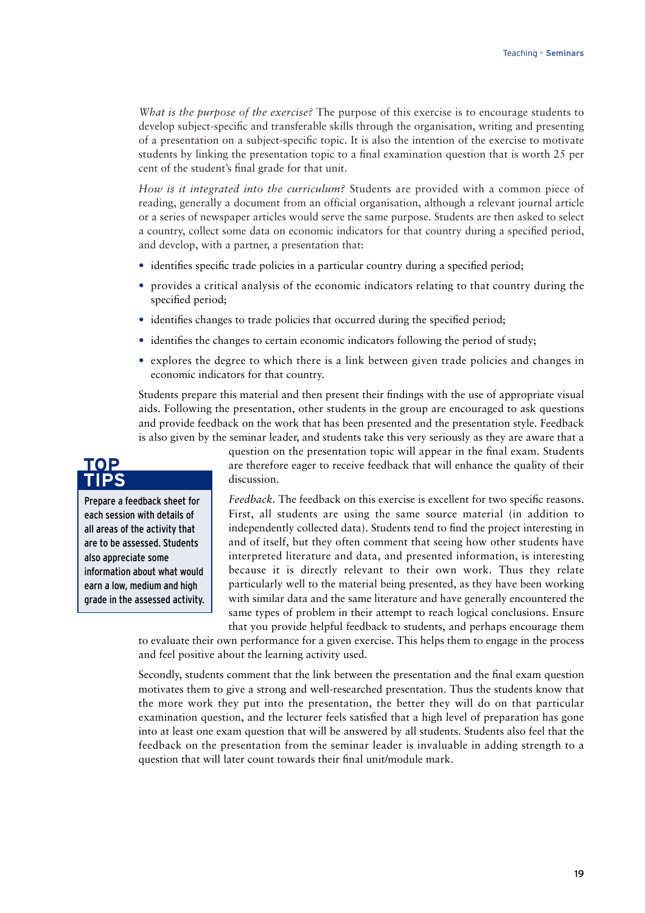*What is the purpose of the exercise?* The purpose of this exercise is to encourage students to develop subject-specific and transferable skills through the organisation, writing and presenting of a presentation on a subject-specific topic. It is also the intention of the exercise to motivate students by linking the presentation topic to a final examination question that is worth 25 per cent of the student's final grade for that unit.

*How is it integrated into the curriculum?* Students are provided with a common piece of reading, generally a document from an official organisation, although a relevant journal article or a series of newspaper articles would serve the same purpose. Students are then asked to select a country, collect some data on economic indicators for that country during a specified period, and develop, with a partner, a presentation that:

- identifies specific trade policies in a particular country during a specified period;
- provides a critical analysis of the economic indicators relating to that country during the specified period;
- identifies changes to trade policies that occurred during the specified period;
- identifies the changes to certain economic indicators following the period of study;
- explores the degree to which there is a link between given trade policies and changes in economic indicators for that country.

Students prepare this material and then present their findings with the use of appropriate visual aids. Following the presentation, other students in the group are encouraged to ask questions and provide feedback on the work that has been presented and the presentation style. Feedback is also given by the seminar leader, and students take this very seriously as they are aware that a question on the presentation topic will appear in the final exam. Students are therefore eager to receive feedback that will enhance the quality of their discussion.

> **TOP TIPS**
>
> Prepare a feedback sheet for each session with details of all areas of the activity that are to be assessed. Students also appreciate some information about what would earn a low, medium and high grade in the assessed activity.

*Feedback.* The feedback on this exercise is excellent for two specific reasons. First, all students are using the same source material (in addition to independently collected data). Students tend to find the project interesting in and of itself, but they often comment that seeing how other students have interpreted literature and data, and presented information, is interesting because it is directly relevant to their own work. Thus they relate particularly well to the material being presented, as they have been working with similar data and the same literature and have generally encountered the same types of problem in their attempt to reach logical conclusions. Ensure that you provide helpful feedback to students, and perhaps encourage them to evaluate their own performance for a given exercise. This helps them to engage in the process and feel positive about the learning activity used.

Secondly, students comment that the link between the presentation and the final exam question motivates them to give a strong and well-researched presentation. Thus the students know that the more work they put into the presentation, the better they will do on that particular examination question, and the lecturer feels satisfied that a high level of preparation has gone into at least one exam question that will be answered by all students. Students also feel that the feedback on the presentation from the seminar leader is invaluable in adding strength to a question that will later count towards their final unit/module mark.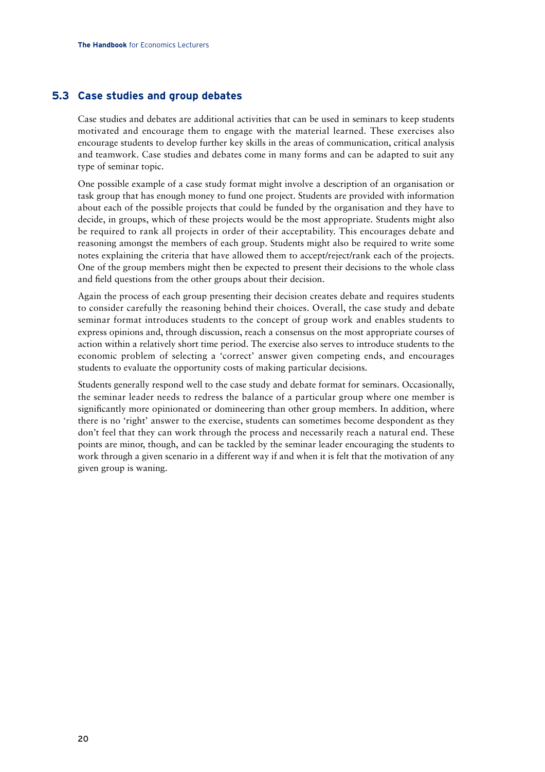## 5.3 Case studies and group debates

Case studies and debates are additional activities that can be used in seminars to keep students motivated and encourage them to engage with the material learned. These exercises also encourage students to develop further key skills in the areas of communication, critical analysis and teamwork. Case studies and debates come in many forms and can be adapted to suit any type of seminar topic.

One possible example of a case study format might involve a description of an organisation or task group that has enough money to fund one project. Students are provided with information about each of the possible projects that could be funded by the organisation and they have to decide, in groups, which of these projects would be the most appropriate. Students might also be required to rank all projects in order of their acceptability. This encourages debate and reasoning amongst the members of each group. Students might also be required to write some notes explaining the criteria that have allowed them to accept/reject/rank each of the projects. One of the group members might then be expected to present their decisions to the whole class and field questions from the other groups about their decision.

Again the process of each group presenting their decision creates debate and requires students to consider carefully the reasoning behind their choices. Overall, the case study and debate seminar format introduces students to the concept of group work and enables students to express opinions and, through discussion, reach a consensus on the most appropriate courses of action within a relatively short time period. The exercise also serves to introduce students to the economic problem of selecting a 'correct' answer given competing ends, and encourages students to evaluate the opportunity costs of making particular decisions.

Students generally respond well to the case study and debate format for seminars. Occasionally, the seminar leader needs to redress the balance of a particular group where one member is significantly more opinionated or domineering than other group members. In addition, where there is no 'right' answer to the exercise, students can sometimes become despondent as they don't feel that they can work through the process and necessarily reach a natural end. These points are minor, though, and can be tackled by the seminar leader encouraging the students to work through a given scenario in a different way if and when it is felt that the motivation of any given group is waning.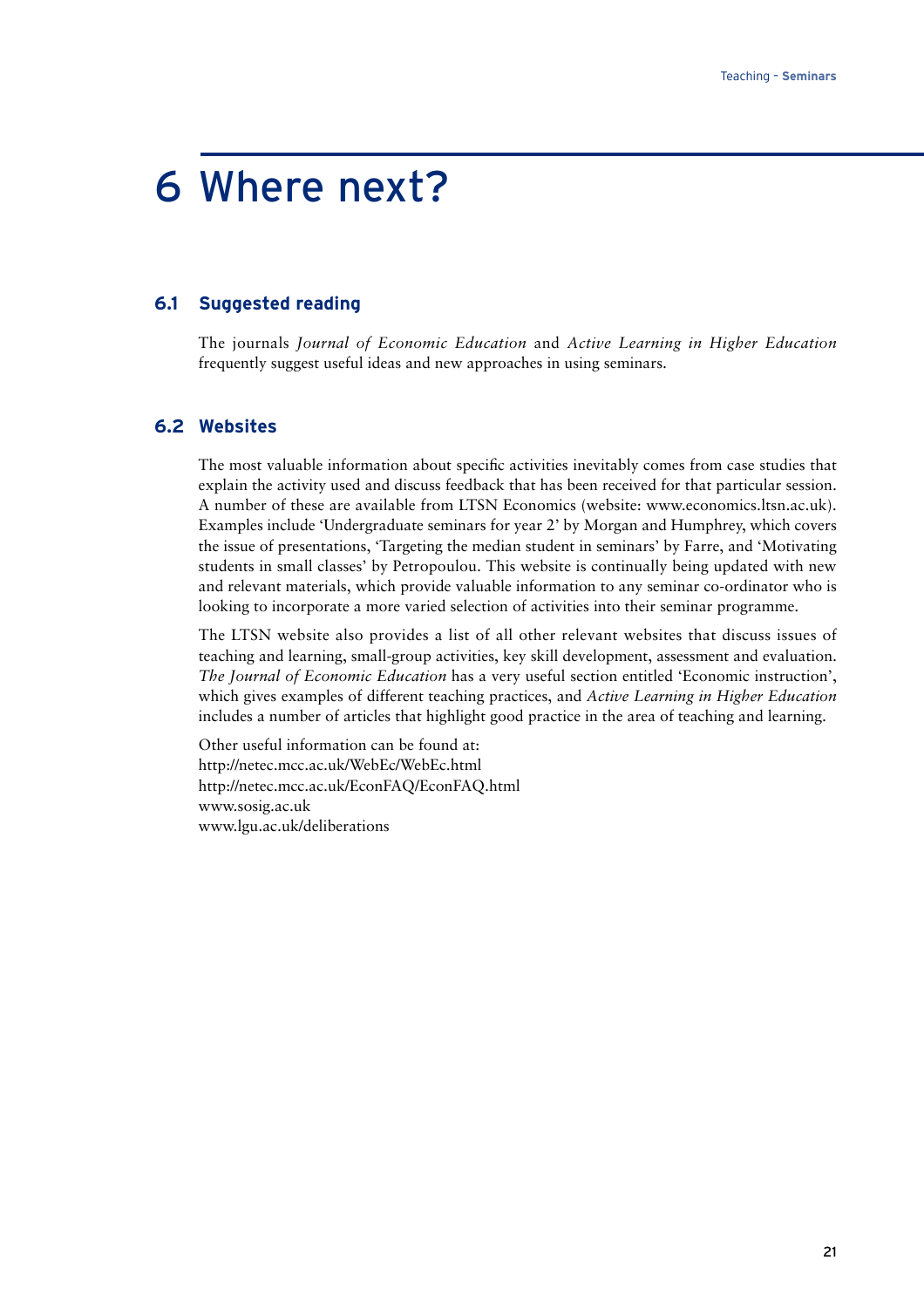# 6 Where next?

## 6.1 Suggested reading

The journals *Journal of Economic Education* and *Active Learning in Higher Education* frequently suggest useful ideas and new approaches in using seminars.

## 6.2 Websites

The most valuable information about specific activities inevitably comes from case studies that explain the activity used and discuss feedback that has been received for that particular session. A number of these are available from LTSN Economics (website: www.economics.ltsn.ac.uk). Examples include 'Undergraduate seminars for year 2' by Morgan and Humphrey, which covers the issue of presentations, 'Targeting the median student in seminars' by Farre, and 'Motivating students in small classes' by Petropoulou. This website is continually being updated with new and relevant materials, which provide valuable information to any seminar co-ordinator who is looking to incorporate a more varied selection of activities into their seminar programme.

The LTSN website also provides a list of all other relevant websites that discuss issues of teaching and learning, small-group activities, key skill development, assessment and evaluation. *The Journal of Economic Education* has a very useful section entitled 'Economic instruction', which gives examples of different teaching practices, and *Active Learning in Higher Education* includes a number of articles that highlight good practice in the area of teaching and learning.

Other useful information can be found at:  
http://netec.mcc.ac.uk/WebEc/WebEc.html  
http://netec.mcc.ac.uk/EconFAQ/EconFAQ.html  
www.sosig.ac.uk  
www.lgu.ac.uk/deliberations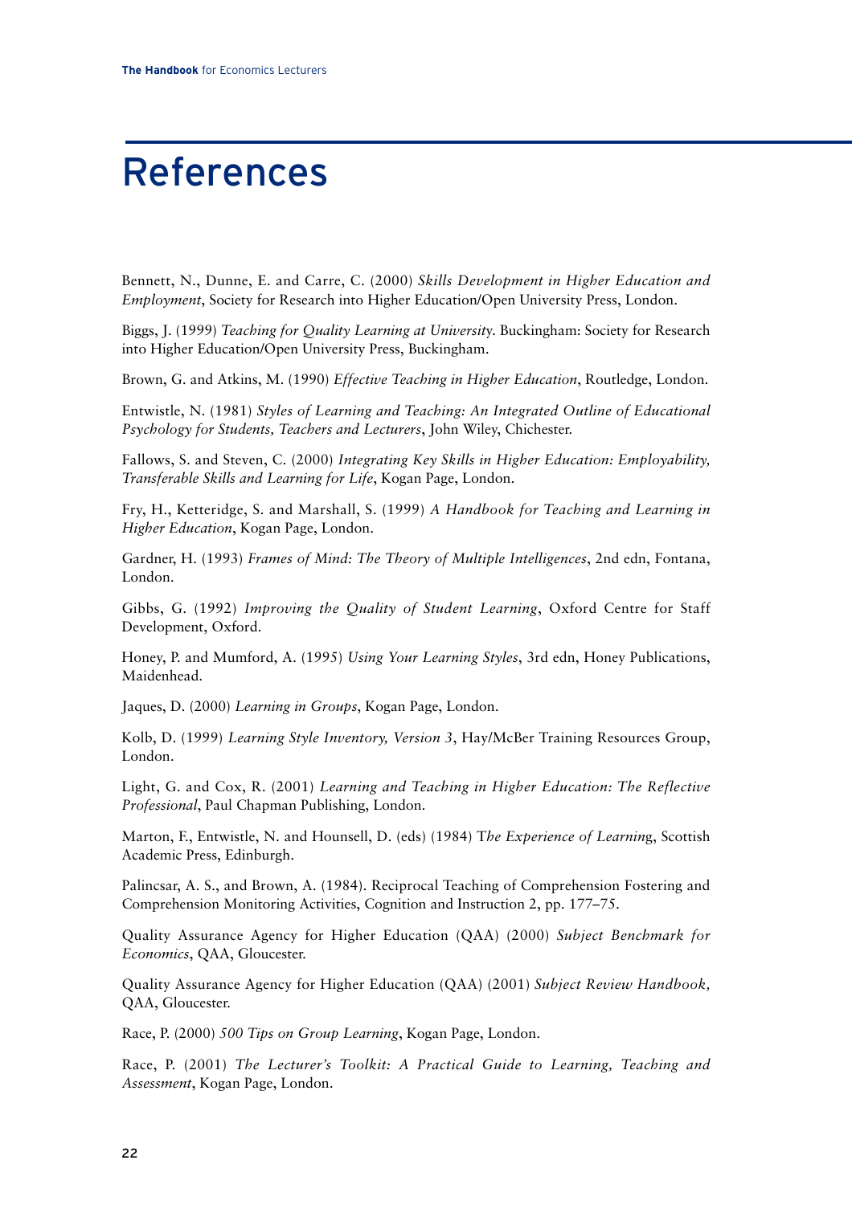# References

Bennett, N., Dunne, E. and Carre, C. (2000) *Skills Development in Higher Education and Employment*, Society for Research into Higher Education/Open University Press, London.

Biggs, J. (1999) *Teaching for Quality Learning at University*. Buckingham: Society for Research into Higher Education/Open University Press, Buckingham.

Brown, G. and Atkins, M. (1990) *Effective Teaching in Higher Education*, Routledge, London.

Entwistle, N. (1981) *Styles of Learning and Teaching: An Integrated Outline of Educational Psychology for Students, Teachers and Lecturers*, John Wiley, Chichester.

Fallows, S. and Steven, C. (2000) *Integrating Key Skills in Higher Education: Employability, Transferable Skills and Learning for Life*, Kogan Page, London.

Fry, H., Ketteridge, S. and Marshall, S. (1999) *A Handbook for Teaching and Learning in Higher Education*, Kogan Page, London.

Gardner, H. (1993) *Frames of Mind: The Theory of Multiple Intelligences*, 2nd edn, Fontana, London.

Gibbs, G. (1992) *Improving the Quality of Student Learning*, Oxford Centre for Staff Development, Oxford.

Honey, P. and Mumford, A. (1995) *Using Your Learning Styles*, 3rd edn, Honey Publications, Maidenhead.

Jaques, D. (2000) *Learning in Groups*, Kogan Page, London.

Kolb, D. (1999) *Learning Style Inventory, Version 3*, Hay/McBer Training Resources Group, London.

Light, G. and Cox, R. (2001) *Learning and Teaching in Higher Education: The Reflective Professional*, Paul Chapman Publishing, London.

Marton, F., Entwistle, N. and Hounsell, D. (eds) (1984) *The Experience of Learning*, Scottish Academic Press, Edinburgh.

Palincsar, A. S., and Brown, A. (1984). Reciprocal Teaching of Comprehension Fostering and Comprehension Monitoring Activities, Cognition and Instruction 2, pp. 177–75.

Quality Assurance Agency for Higher Education (QAA) (2000) *Subject Benchmark for Economics*, QAA, Gloucester.

Quality Assurance Agency for Higher Education (QAA) (2001) *Subject Review Handbook,* QAA, Gloucester.

Race, P. (2000) *500 Tips on Group Learning*, Kogan Page, London.

Race, P. (2001) *The Lecturer's Toolkit: A Practical Guide to Learning, Teaching and Assessment*, Kogan Page, London.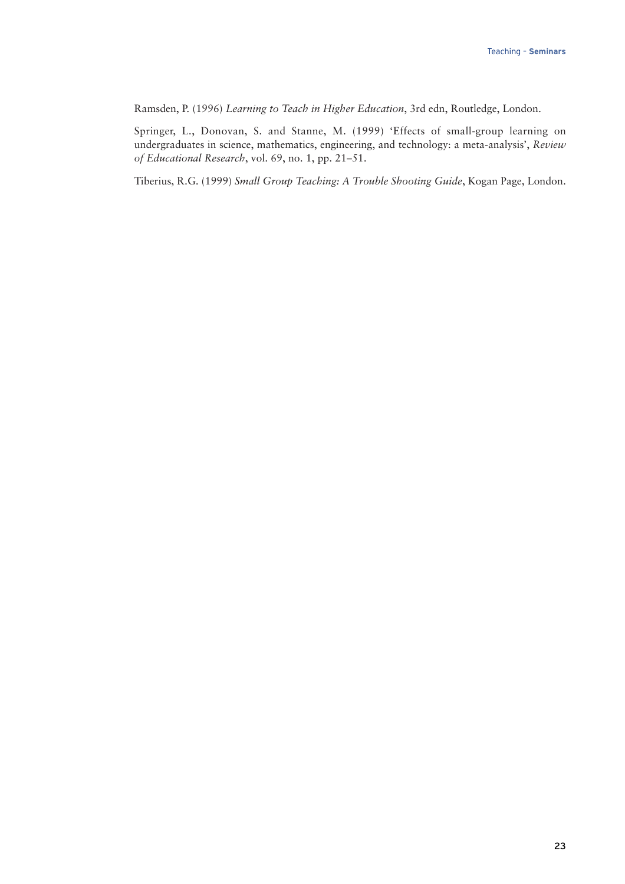Ramsden, P. (1996) *Learning to Teach in Higher Education*, 3rd edn, Routledge, London.

Springer, L., Donovan, S. and Stanne, M. (1999) 'Effects of small-group learning on undergraduates in science, mathematics, engineering, and technology: a meta-analysis', *Review of Educational Research*, vol. 69, no. 1, pp. 21–51.

Tiberius, R.G. (1999) *Small Group Teaching: A Trouble Shooting Guide*, Kogan Page, London.